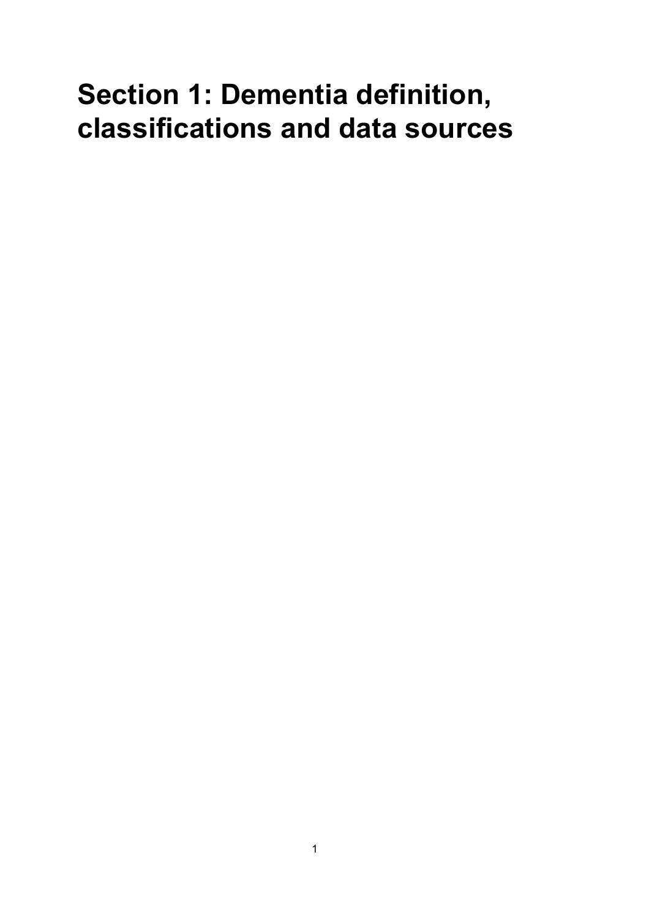# Section 1: Dementia definition, classifications and data sources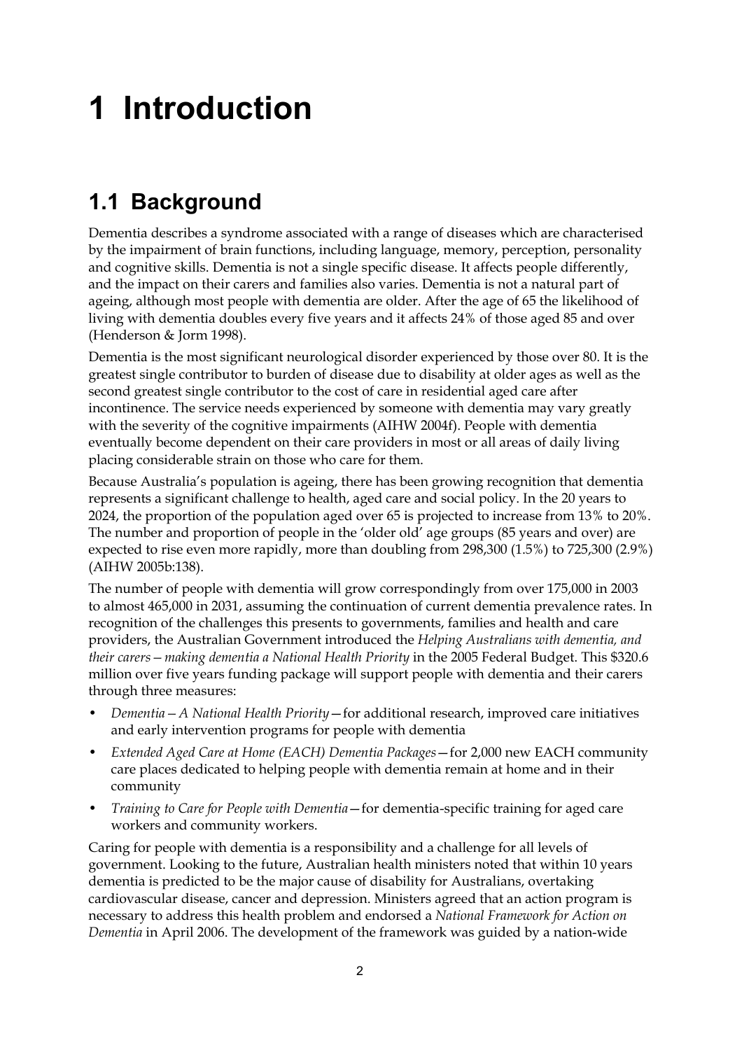# 1 Introduction

## 1.1 Background

Dementia describes a syndrome associated with a range of diseases which are characterised by the impairment of brain functions, including language, memory, perception, personality and cognitive skills. Dementia is not a single specific disease. It affects people differently, and the impact on their carers and families also varies. Dementia is not a natural part of ageing, although most people with dementia are older. After the age of 65 the likelihood of living with dementia doubles every five years and it affects 24% of those aged 85 and over (Henderson & Jorm 1998).

Dementia is the most significant neurological disorder experienced by those over 80. It is the greatest single contributor to burden of disease due to disability at older ages as well as the second greatest single contributor to the cost of care in residential aged care after incontinence. The service needs experienced by someone with dementia may vary greatly with the severity of the cognitive impairments (AIHW 2004f). People with dementia eventually become dependent on their care providers in most or all areas of daily living placing considerable strain on those who care for them.

Because Australia's population is ageing, there has been growing recognition that dementia represents a significant challenge to health, aged care and social policy. In the 20 years to 2024, the proportion of the population aged over 65 is projected to increase from 13% to 20%. The number and proportion of people in the 'older old' age groups (85 years and over) are expected to rise even more rapidly, more than doubling from 298,300 (1.5%) to 725,300 (2.9%) (AIHW 2005b:138).

The number of people with dementia will grow correspondingly from over 175,000 in 2003 to almost 465,000 in 2031, assuming the continuation of current dementia prevalence rates. In recognition of the challenges this presents to governments, families and health and care providers, the Australian Government introduced the *Helping Australians with dementia, and their carers—making dementia a National Health Priority* in the 2005 Federal Budget. This $320.6 million over five years funding package will support people with dementia and their carers through three measures:

- *Dementia—A National Health Priority*—for additional research, improved care initiatives and early intervention programs for people with dementia
- *Extended Aged Care at Home (EACH) Dementia Packages*—for 2,000 new EACH community care places dedicated to helping people with dementia remain at home and in their community
- *Training to Care for People with Dementia*—for dementia-specific training for aged care workers and community workers.

Caring for people with dementia is a responsibility and a challenge for all levels of government. Looking to the future, Australian health ministers noted that within 10 years dementia is predicted to be the major cause of disability for Australians, overtaking cardiovascular disease, cancer and depression. Ministers agreed that an action program is necessary to address this health problem and endorsed a *National Framework for Action on Dementia* in April 2006. The development of the framework was guided by a nation-wide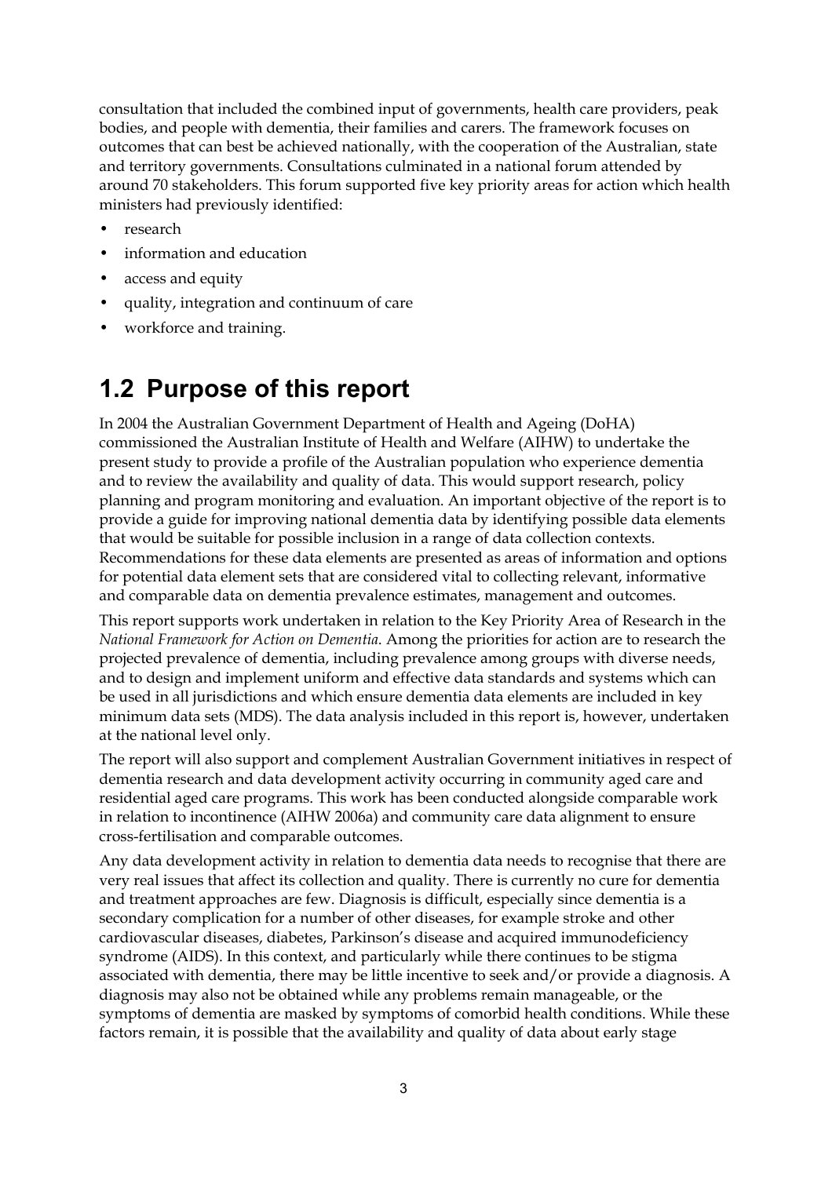consultation that included the combined input of governments, health care providers, peak bodies, and people with dementia, their families and carers. The framework focuses on outcomes that can best be achieved nationally, with the cooperation of the Australian, state and territory governments. Consultations culminated in a national forum attended by around 70 stakeholders. This forum supported five key priority areas for action which health ministers had previously identified:

- research
- information and education
- access and equity
- quality, integration and continuum of care
- workforce and training.

## 1.2 Purpose of this report

In 2004 the Australian Government Department of Health and Ageing (DoHA) commissioned the Australian Institute of Health and Welfare (AIHW) to undertake the present study to provide a profile of the Australian population who experience dementia and to review the availability and quality of data. This would support research, policy planning and program monitoring and evaluation. An important objective of the report is to provide a guide for improving national dementia data by identifying possible data elements that would be suitable for possible inclusion in a range of data collection contexts. Recommendations for these data elements are presented as areas of information and options for potential data element sets that are considered vital to collecting relevant, informative and comparable data on dementia prevalence estimates, management and outcomes.

This report supports work undertaken in relation to the Key Priority Area of Research in the *National Framework for Action on Dementia*. Among the priorities for action are to research the projected prevalence of dementia, including prevalence among groups with diverse needs, and to design and implement uniform and effective data standards and systems which can be used in all jurisdictions and which ensure dementia data elements are included in key minimum data sets (MDS). The data analysis included in this report is, however, undertaken at the national level only.

The report will also support and complement Australian Government initiatives in respect of dementia research and data development activity occurring in community aged care and residential aged care programs. This work has been conducted alongside comparable work in relation to incontinence (AIHW 2006a) and community care data alignment to ensure cross-fertilisation and comparable outcomes.

Any data development activity in relation to dementia data needs to recognise that there are very real issues that affect its collection and quality. There is currently no cure for dementia and treatment approaches are few. Diagnosis is difficult, especially since dementia is a secondary complication for a number of other diseases, for example stroke and other cardiovascular diseases, diabetes, Parkinson's disease and acquired immunodeficiency syndrome (AIDS). In this context, and particularly while there continues to be stigma associated with dementia, there may be little incentive to seek and/or provide a diagnosis. A diagnosis may also not be obtained while any problems remain manageable, or the symptoms of dementia are masked by symptoms of comorbid health conditions. While these factors remain, it is possible that the availability and quality of data about early stage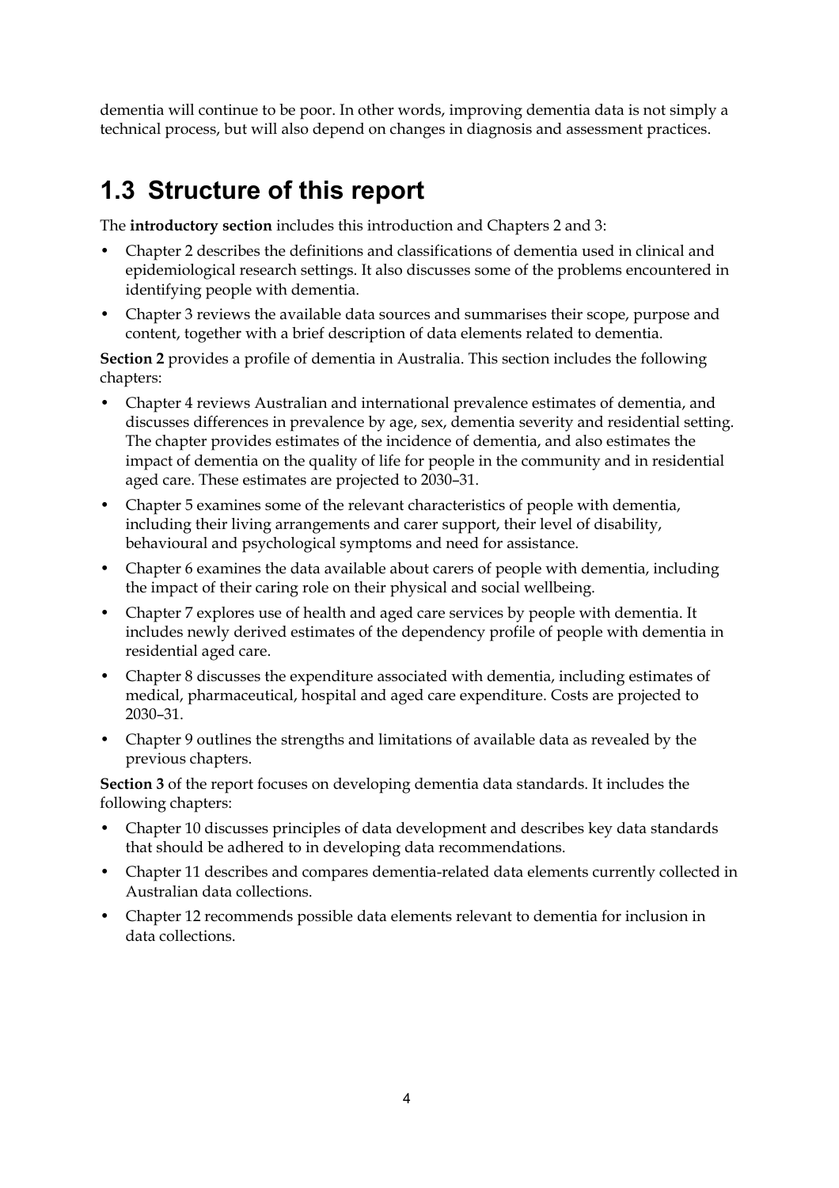dementia will continue to be poor. In other words, improving dementia data is not simply a technical process, but will also depend on changes in diagnosis and assessment practices.

## 1.3 Structure of this report

The **introductory section** includes this introduction and Chapters 2 and 3:

- Chapter 2 describes the definitions and classifications of dementia used in clinical and epidemiological research settings. It also discusses some of the problems encountered in identifying people with dementia.
- Chapter 3 reviews the available data sources and summarises their scope, purpose and content, together with a brief description of data elements related to dementia.

**Section 2** provides a profile of dementia in Australia. This section includes the following chapters:

- Chapter 4 reviews Australian and international prevalence estimates of dementia, and discusses differences in prevalence by age, sex, dementia severity and residential setting. The chapter provides estimates of the incidence of dementia, and also estimates the impact of dementia on the quality of life for people in the community and in residential aged care. These estimates are projected to 2030–31.
- Chapter 5 examines some of the relevant characteristics of people with dementia, including their living arrangements and carer support, their level of disability, behavioural and psychological symptoms and need for assistance.
- Chapter 6 examines the data available about carers of people with dementia, including the impact of their caring role on their physical and social wellbeing.
- Chapter 7 explores use of health and aged care services by people with dementia. It includes newly derived estimates of the dependency profile of people with dementia in residential aged care.
- Chapter 8 discusses the expenditure associated with dementia, including estimates of medical, pharmaceutical, hospital and aged care expenditure. Costs are projected to 2030–31.
- Chapter 9 outlines the strengths and limitations of available data as revealed by the previous chapters.

**Section 3** of the report focuses on developing dementia data standards. It includes the following chapters:

- Chapter 10 discusses principles of data development and describes key data standards that should be adhered to in developing data recommendations.
- Chapter 11 describes and compares dementia-related data elements currently collected in Australian data collections.
- Chapter 12 recommends possible data elements relevant to dementia for inclusion in data collections.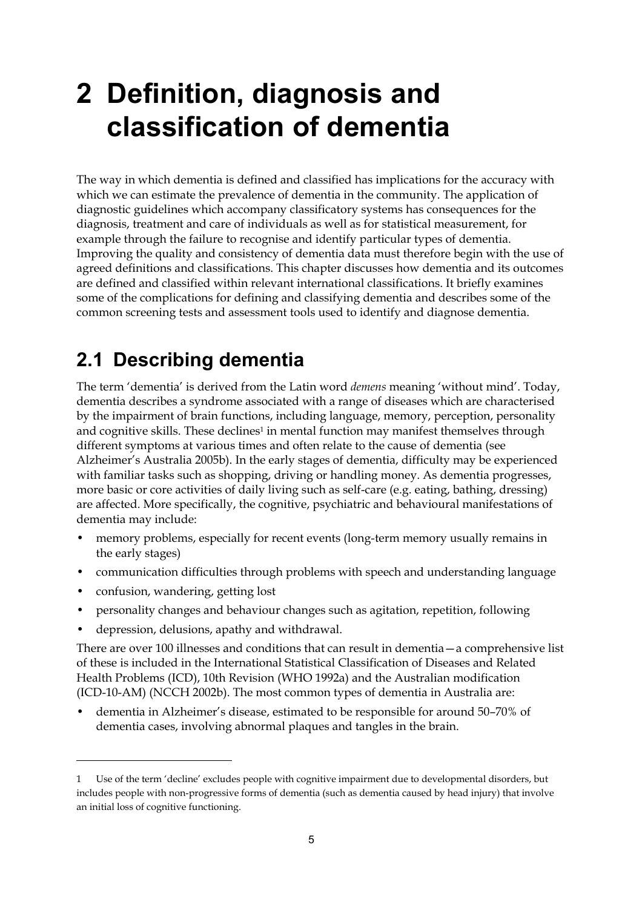# 2 Definition, diagnosis and classification of dementia

The way in which dementia is defined and classified has implications for the accuracy with which we can estimate the prevalence of dementia in the community. The application of diagnostic guidelines which accompany classificatory systems has consequences for the diagnosis, treatment and care of individuals as well as for statistical measurement, for example through the failure to recognise and identify particular types of dementia. Improving the quality and consistency of dementia data must therefore begin with the use of agreed definitions and classifications. This chapter discusses how dementia and its outcomes are defined and classified within relevant international classifications. It briefly examines some of the complications for defining and classifying dementia and describes some of the common screening tests and assessment tools used to identify and diagnose dementia.

## 2.1 Describing dementia

The term 'dementia' is derived from the Latin word *demens* meaning 'without mind'. Today, dementia describes a syndrome associated with a range of diseases which are characterised by the impairment of brain functions, including language, memory, perception, personality and cognitive skills. These declines[1] in mental function may manifest themselves through different symptoms at various times and often relate to the cause of dementia (see Alzheimer's Australia 2005b). In the early stages of dementia, difficulty may be experienced with familiar tasks such as shopping, driving or handling money. As dementia progresses, more basic or core activities of daily living such as self-care (e.g. eating, bathing, dressing) are affected. More specifically, the cognitive, psychiatric and behavioural manifestations of dementia may include:

- memory problems, especially for recent events (long-term memory usually remains in the early stages)
- communication difficulties through problems with speech and understanding language
- confusion, wandering, getting lost
- personality changes and behaviour changes such as agitation, repetition, following
- depression, delusions, apathy and withdrawal.

There are over 100 illnesses and conditions that can result in dementia—a comprehensive list of these is included in the International Statistical Classification of Diseases and Related Health Problems (ICD), 10th Revision (WHO 1992a) and the Australian modification (ICD-10-AM) (NCCH 2002b). The most common types of dementia in Australia are:

- dementia in Alzheimer's disease, estimated to be responsible for around 50–70% of dementia cases, involving abnormal plaques and tangles in the brain.

---

1 Use of the term 'decline' excludes people with cognitive impairment due to developmental disorders, but includes people with non-progressive forms of dementia (such as dementia caused by head injury) that involve an initial loss of cognitive functioning.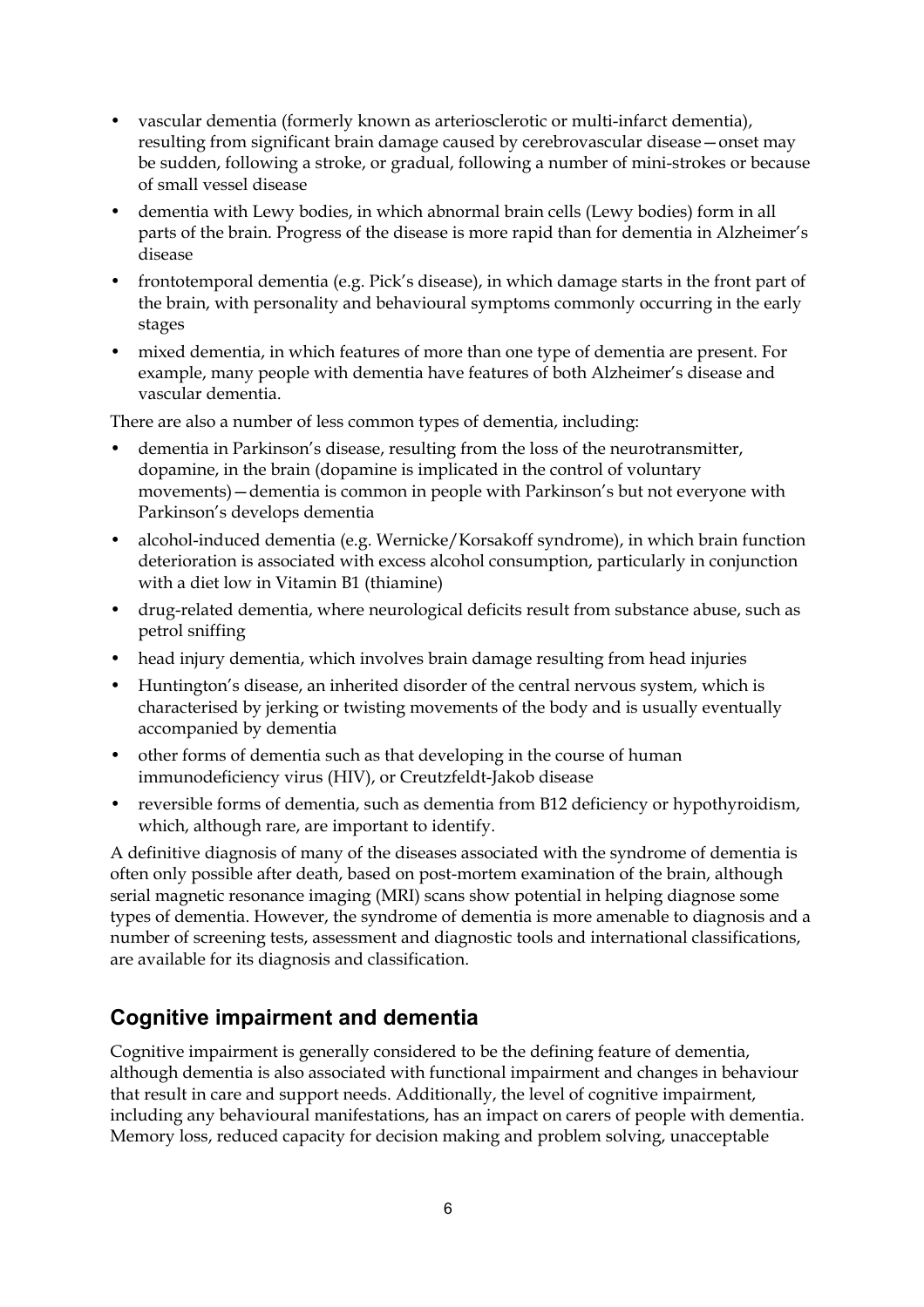- vascular dementia (formerly known as arteriosclerotic or multi-infarct dementia), resulting from significant brain damage caused by cerebrovascular disease—onset may be sudden, following a stroke, or gradual, following a number of mini-strokes or because of small vessel disease
- dementia with Lewy bodies, in which abnormal brain cells (Lewy bodies) form in all parts of the brain. Progress of the disease is more rapid than for dementia in Alzheimer's disease
- frontotemporal dementia (e.g. Pick's disease), in which damage starts in the front part of the brain, with personality and behavioural symptoms commonly occurring in the early stages
- mixed dementia, in which features of more than one type of dementia are present. For example, many people with dementia have features of both Alzheimer's disease and vascular dementia.

There are also a number of less common types of dementia, including:

- dementia in Parkinson's disease, resulting from the loss of the neurotransmitter, dopamine, in the brain (dopamine is implicated in the control of voluntary movements)—dementia is common in people with Parkinson's but not everyone with Parkinson's develops dementia
- alcohol-induced dementia (e.g. Wernicke/Korsakoff syndrome), in which brain function deterioration is associated with excess alcohol consumption, particularly in conjunction with a diet low in Vitamin B1 (thiamine)
- drug-related dementia, where neurological deficits result from substance abuse, such as petrol sniffing
- head injury dementia, which involves brain damage resulting from head injuries
- Huntington's disease, an inherited disorder of the central nervous system, which is characterised by jerking or twisting movements of the body and is usually eventually accompanied by dementia
- other forms of dementia such as that developing in the course of human immunodeficiency virus (HIV), or Creutzfeldt-Jakob disease
- reversible forms of dementia, such as dementia from B12 deficiency or hypothyroidism, which, although rare, are important to identify.

A definitive diagnosis of many of the diseases associated with the syndrome of dementia is often only possible after death, based on post-mortem examination of the brain, although serial magnetic resonance imaging (MRI) scans show potential in helping diagnose some types of dementia. However, the syndrome of dementia is more amenable to diagnosis and a number of screening tests, assessment and diagnostic tools and international classifications, are available for its diagnosis and classification.

## Cognitive impairment and dementia

Cognitive impairment is generally considered to be the defining feature of dementia, although dementia is also associated with functional impairment and changes in behaviour that result in care and support needs. Additionally, the level of cognitive impairment, including any behavioural manifestations, has an impact on carers of people with dementia. Memory loss, reduced capacity for decision making and problem solving, unacceptable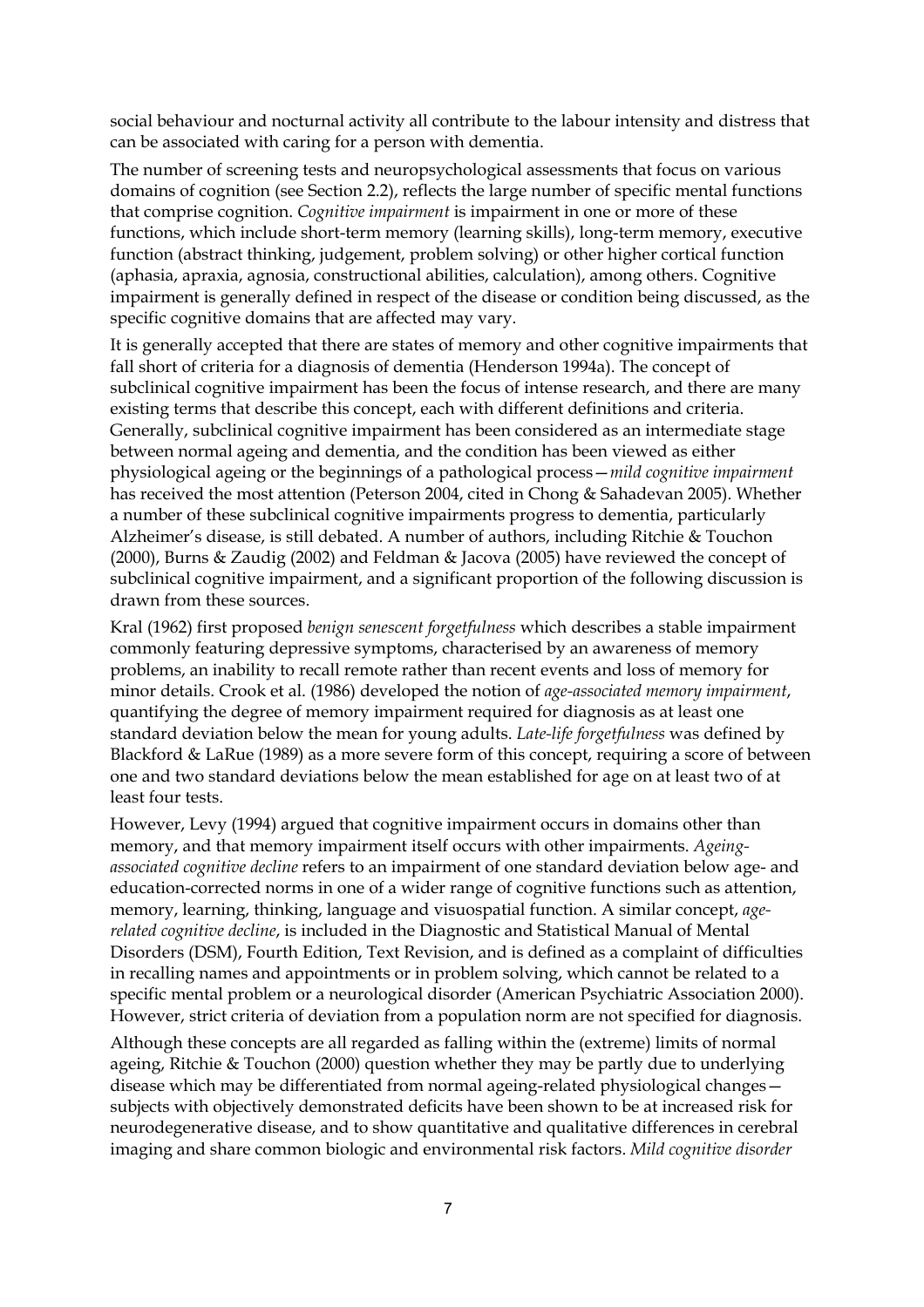social behaviour and nocturnal activity all contribute to the labour intensity and distress that can be associated with caring for a person with dementia.

The number of screening tests and neuropsychological assessments that focus on various domains of cognition (see Section 2.2), reflects the large number of specific mental functions that comprise cognition. *Cognitive impairment* is impairment in one or more of these functions, which include short-term memory (learning skills), long-term memory, executive function (abstract thinking, judgement, problem solving) or other higher cortical function (aphasia, apraxia, agnosia, constructional abilities, calculation), among others. Cognitive impairment is generally defined in respect of the disease or condition being discussed, as the specific cognitive domains that are affected may vary.

It is generally accepted that there are states of memory and other cognitive impairments that fall short of criteria for a diagnosis of dementia (Henderson 1994a). The concept of subclinical cognitive impairment has been the focus of intense research, and there are many existing terms that describe this concept, each with different definitions and criteria. Generally, subclinical cognitive impairment has been considered as an intermediate stage between normal ageing and dementia, and the condition has been viewed as either physiological ageing or the beginnings of a pathological process—*mild cognitive impairment* has received the most attention (Peterson 2004, cited in Chong & Sahadevan 2005). Whether a number of these subclinical cognitive impairments progress to dementia, particularly Alzheimer's disease, is still debated. A number of authors, including Ritchie & Touchon (2000), Burns & Zaudig (2002) and Feldman & Jacova (2005) have reviewed the concept of subclinical cognitive impairment, and a significant proportion of the following discussion is drawn from these sources.

Kral (1962) first proposed *benign senescent forgetfulness* which describes a stable impairment commonly featuring depressive symptoms, characterised by an awareness of memory problems, an inability to recall remote rather than recent events and loss of memory for minor details. Crook et al. (1986) developed the notion of *age-associated memory impairment*, quantifying the degree of memory impairment required for diagnosis as at least one standard deviation below the mean for young adults. *Late-life forgetfulness* was defined by Blackford & LaRue (1989) as a more severe form of this concept, requiring a score of between one and two standard deviations below the mean established for age on at least two of at least four tests.

However, Levy (1994) argued that cognitive impairment occurs in domains other than memory, and that memory impairment itself occurs with other impairments. *Ageing-associated cognitive decline* refers to an impairment of one standard deviation below age- and education-corrected norms in one of a wider range of cognitive functions such as attention, memory, learning, thinking, language and visuospatial function. A similar concept, *age-related cognitive decline*, is included in the Diagnostic and Statistical Manual of Mental Disorders (DSM), Fourth Edition, Text Revision, and is defined as a complaint of difficulties in recalling names and appointments or in problem solving, which cannot be related to a specific mental problem or a neurological disorder (American Psychiatric Association 2000). However, strict criteria of deviation from a population norm are not specified for diagnosis.

Although these concepts are all regarded as falling within the (extreme) limits of normal ageing, Ritchie & Touchon (2000) question whether they may be partly due to underlying disease which may be differentiated from normal ageing-related physiological changes—subjects with objectively demonstrated deficits have been shown to be at increased risk for neurodegenerative disease, and to show quantitative and qualitative differences in cerebral imaging and share common biologic and environmental risk factors. *Mild cognitive disorder*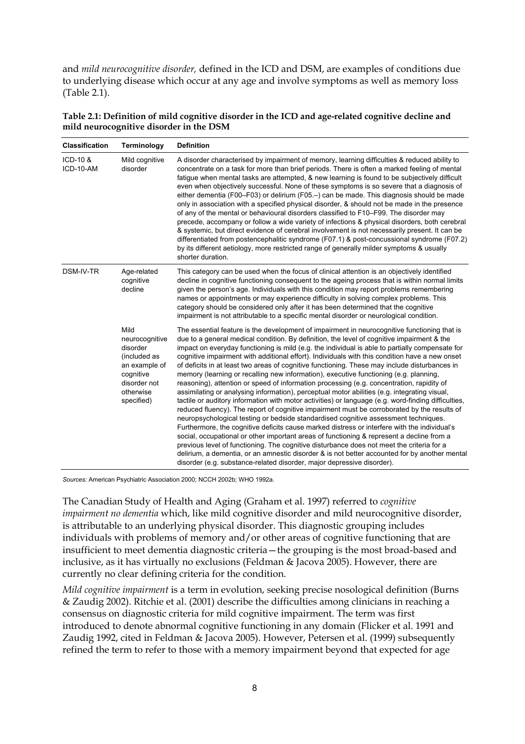and *mild neurocognitive disorder,* defined in the ICD and DSM, are examples of conditions due to underlying disease which occur at any age and involve symptoms as well as memory loss (Table 2.1).

**Table 2.1: Definition of mild cognitive disorder in the ICD and age-related cognitive decline and mild neurocognitive disorder in the DSM**

| Classification | Terminology | Definition |
|---|---|---|
| ICD-10 & ICD-10-AM | Mild cognitive disorder | A disorder characterised by impairment of memory, learning difficulties & reduced ability to concentrate on a task for more than brief periods. There is often a marked feeling of mental fatigue when mental tasks are attempted, & new learning is found to be subjectively difficult even when objectively successful. None of these symptoms is so severe that a diagnosis of either dementia (F00–F03) or delirium (F05.–) can be made. This diagnosis should be made only in association with a specified physical disorder, & should not be made in the presence of any of the mental or behavioural disorders classified to F10–F99. The disorder may precede, accompany or follow a wide variety of infections & physical disorders, both cerebral & systemic, but direct evidence of cerebral involvement is not necessarily present. It can be differentiated from postencephalitic syndrome (F07.1) & post-concussional syndrome (F07.2) by its different aetiology, more restricted range of generally milder symptoms & usually shorter duration. |
| DSM-IV-TR | Age-related cognitive decline | This category can be used when the focus of clinical attention is an objectively identified decline in cognitive functioning consequent to the ageing process that is within normal limits given the person's age. Individuals with this condition may report problems remembering names or appointments or may experience difficulty in solving complex problems. This category should be considered only after it has been determined that the cognitive impairment is not attributable to a specific mental disorder or neurological condition. |
| | Mild neurocognitive disorder (included as an example of cognitive disorder not otherwise specified) | The essential feature is the development of impairment in neurocognitive functioning that is due to a general medical condition. By definition, the level of cognitive impairment & the impact on everyday functioning is mild (e.g. the individual is able to partially compensate for cognitive impairment with additional effort). Individuals with this condition have a new onset of deficits in at least two areas of cognitive functioning. These may include disturbances in memory (learning or recalling new information), executive functioning (e.g. planning, reasoning), attention or speed of information processing (e.g. concentration, rapidity of assimilating or analysing information), perceptual motor abilities (e.g. integrating visual, tactile or auditory information with motor activities) or language (e.g. word-finding difficulties, reduced fluency). The report of cognitive impairment must be corroborated by the results of neuropsychological testing or bedside standardised cognitive assessment techniques. Furthermore, the cognitive deficits cause marked distress or interfere with the individual's social, occupational or other important areas of functioning & represent a decline from a previous level of functioning. The cognitive disturbance does not meet the criteria for a delirium, a dementia, or an amnestic disorder & is not better accounted for by another mental disorder (e.g. substance-related disorder, major depressive disorder). |

*Sources:* American Psychiatric Association 2000; NCCH 2002b; WHO 1992a.

The Canadian Study of Health and Aging (Graham et al. 1997) referred to *cognitive impairment no dementia* which, like mild cognitive disorder and mild neurocognitive disorder, is attributable to an underlying physical disorder. This diagnostic grouping includes individuals with problems of memory and/or other areas of cognitive functioning that are insufficient to meet dementia diagnostic criteria—the grouping is the most broad-based and inclusive, as it has virtually no exclusions (Feldman & Jacova 2005). However, there are currently no clear defining criteria for the condition.

*Mild cognitive impairment* is a term in evolution, seeking precise nosological definition (Burns & Zaudig 2002). Ritchie et al. (2001) describe the difficulties among clinicians in reaching a consensus on diagnostic criteria for mild cognitive impairment. The term was first introduced to denote abnormal cognitive functioning in any domain (Flicker et al. 1991 and Zaudig 1992, cited in Feldman & Jacova 2005). However, Petersen et al. (1999) subsequently refined the term to refer to those with a memory impairment beyond that expected for age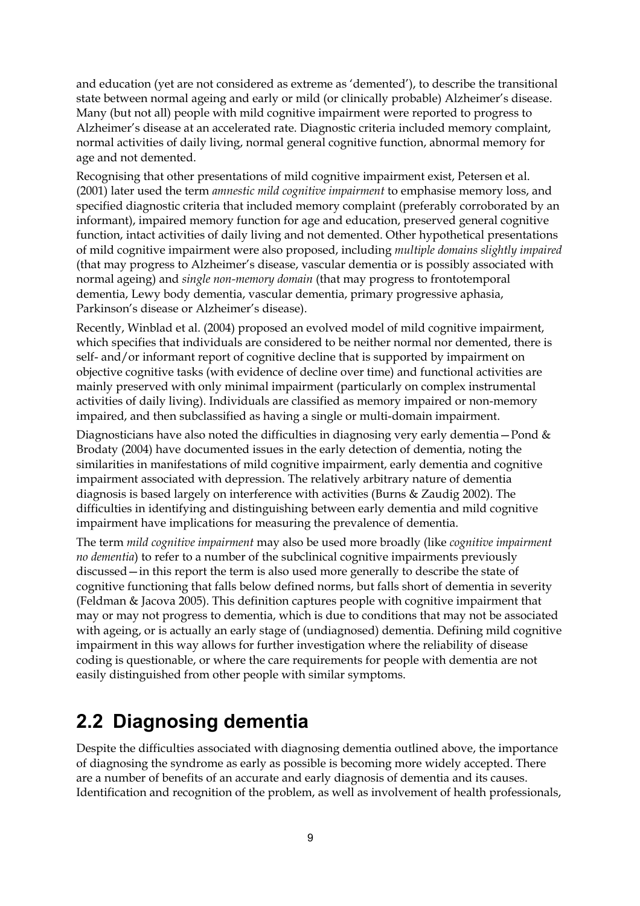and education (yet are not considered as extreme as 'demented'), to describe the transitional state between normal ageing and early or mild (or clinically probable) Alzheimer's disease. Many (but not all) people with mild cognitive impairment were reported to progress to Alzheimer's disease at an accelerated rate. Diagnostic criteria included memory complaint, normal activities of daily living, normal general cognitive function, abnormal memory for age and not demented.

Recognising that other presentations of mild cognitive impairment exist, Petersen et al. (2001) later used the term *amnestic mild cognitive impairment* to emphasise memory loss, and specified diagnostic criteria that included memory complaint (preferably corroborated by an informant), impaired memory function for age and education, preserved general cognitive function, intact activities of daily living and not demented. Other hypothetical presentations of mild cognitive impairment were also proposed, including *multiple domains slightly impaired* (that may progress to Alzheimer's disease, vascular dementia or is possibly associated with normal ageing) and *single non-memory domain* (that may progress to frontotemporal dementia, Lewy body dementia, vascular dementia, primary progressive aphasia, Parkinson's disease or Alzheimer's disease).

Recently, Winblad et al. (2004) proposed an evolved model of mild cognitive impairment, which specifies that individuals are considered to be neither normal nor demented, there is self- and/or informant report of cognitive decline that is supported by impairment on objective cognitive tasks (with evidence of decline over time) and functional activities are mainly preserved with only minimal impairment (particularly on complex instrumental activities of daily living). Individuals are classified as memory impaired or non-memory impaired, and then subclassified as having a single or multi-domain impairment.

Diagnosticians have also noted the difficulties in diagnosing very early dementia—Pond & Brodaty (2004) have documented issues in the early detection of dementia, noting the similarities in manifestations of mild cognitive impairment, early dementia and cognitive impairment associated with depression. The relatively arbitrary nature of dementia diagnosis is based largely on interference with activities (Burns & Zaudig 2002). The difficulties in identifying and distinguishing between early dementia and mild cognitive impairment have implications for measuring the prevalence of dementia.

The term *mild cognitive impairment* may also be used more broadly (like *cognitive impairment no dementia*) to refer to a number of the subclinical cognitive impairments previously discussed—in this report the term is also used more generally to describe the state of cognitive functioning that falls below defined norms, but falls short of dementia in severity (Feldman & Jacova 2005). This definition captures people with cognitive impairment that may or may not progress to dementia, which is due to conditions that may not be associated with ageing, or is actually an early stage of (undiagnosed) dementia. Defining mild cognitive impairment in this way allows for further investigation where the reliability of disease coding is questionable, or where the care requirements for people with dementia are not easily distinguished from other people with similar symptoms.

## 2.2 Diagnosing dementia

Despite the difficulties associated with diagnosing dementia outlined above, the importance of diagnosing the syndrome as early as possible is becoming more widely accepted. There are a number of benefits of an accurate and early diagnosis of dementia and its causes. Identification and recognition of the problem, as well as involvement of health professionals,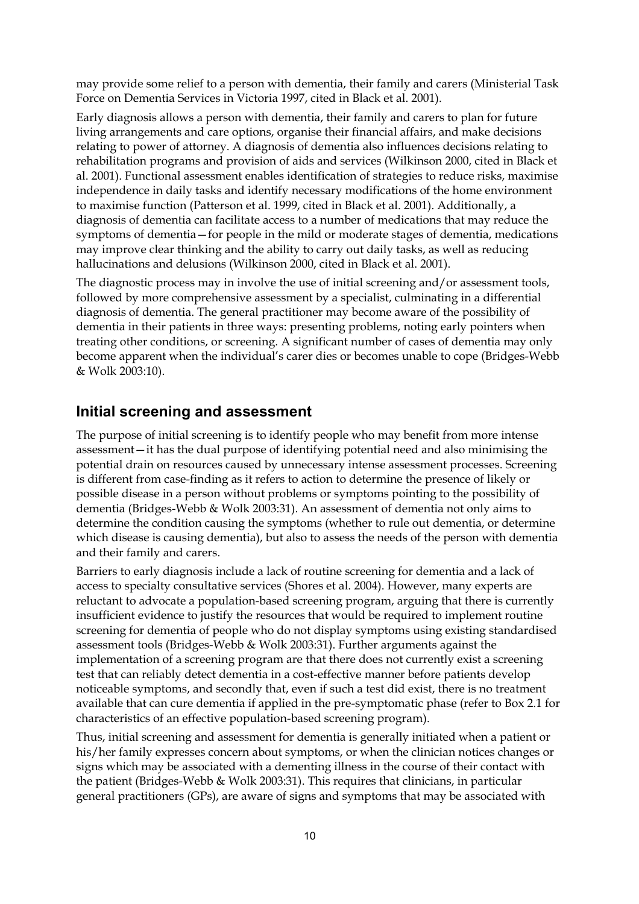may provide some relief to a person with dementia, their family and carers (Ministerial Task Force on Dementia Services in Victoria 1997, cited in Black et al. 2001).

Early diagnosis allows a person with dementia, their family and carers to plan for future living arrangements and care options, organise their financial affairs, and make decisions relating to power of attorney. A diagnosis of dementia also influences decisions relating to rehabilitation programs and provision of aids and services (Wilkinson 2000, cited in Black et al. 2001). Functional assessment enables identification of strategies to reduce risks, maximise independence in daily tasks and identify necessary modifications of the home environment to maximise function (Patterson et al. 1999, cited in Black et al. 2001). Additionally, a diagnosis of dementia can facilitate access to a number of medications that may reduce the symptoms of dementia—for people in the mild or moderate stages of dementia, medications may improve clear thinking and the ability to carry out daily tasks, as well as reducing hallucinations and delusions (Wilkinson 2000, cited in Black et al. 2001).

The diagnostic process may in involve the use of initial screening and/or assessment tools, followed by more comprehensive assessment by a specialist, culminating in a differential diagnosis of dementia. The general practitioner may become aware of the possibility of dementia in their patients in three ways: presenting problems, noting early pointers when treating other conditions, or screening. A significant number of cases of dementia may only become apparent when the individual's carer dies or becomes unable to cope (Bridges-Webb & Wolk 2003:10).

## Initial screening and assessment

The purpose of initial screening is to identify people who may benefit from more intense assessment—it has the dual purpose of identifying potential need and also minimising the potential drain on resources caused by unnecessary intense assessment processes. Screening is different from case-finding as it refers to action to determine the presence of likely or possible disease in a person without problems or symptoms pointing to the possibility of dementia (Bridges-Webb & Wolk 2003:31). An assessment of dementia not only aims to determine the condition causing the symptoms (whether to rule out dementia, or determine which disease is causing dementia), but also to assess the needs of the person with dementia and their family and carers.

Barriers to early diagnosis include a lack of routine screening for dementia and a lack of access to specialty consultative services (Shores et al. 2004). However, many experts are reluctant to advocate a population-based screening program, arguing that there is currently insufficient evidence to justify the resources that would be required to implement routine screening for dementia of people who do not display symptoms using existing standardised assessment tools (Bridges-Webb & Wolk 2003:31). Further arguments against the implementation of a screening program are that there does not currently exist a screening test that can reliably detect dementia in a cost-effective manner before patients develop noticeable symptoms, and secondly that, even if such a test did exist, there is no treatment available that can cure dementia if applied in the pre-symptomatic phase (refer to Box 2.1 for characteristics of an effective population-based screening program).

Thus, initial screening and assessment for dementia is generally initiated when a patient or his/her family expresses concern about symptoms, or when the clinician notices changes or signs which may be associated with a dementing illness in the course of their contact with the patient (Bridges-Webb & Wolk 2003:31). This requires that clinicians, in particular general practitioners (GPs), are aware of signs and symptoms that may be associated with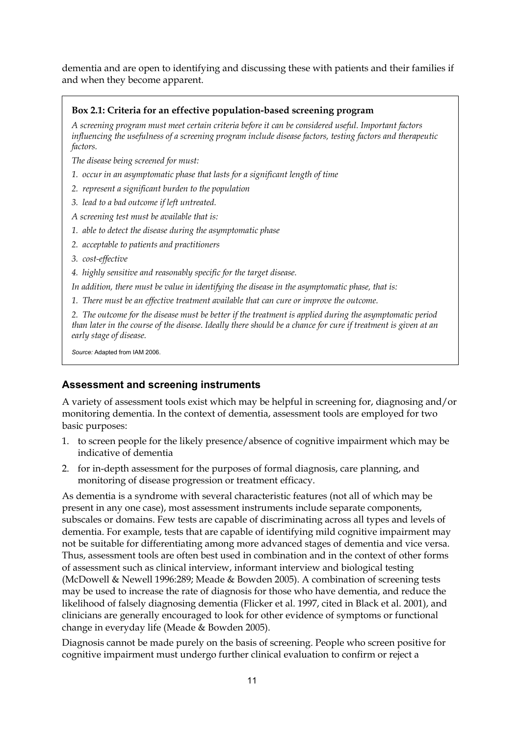dementia and are open to identifying and discussing these with patients and their families if and when they become apparent.

> **Box 2.1: Criteria for an effective population-based screening program**
>
> *A screening program must meet certain criteria before it can be considered useful. Important factors influencing the usefulness of a screening program include disease factors, testing factors and therapeutic factors.*
>
> *The disease being screened for must:*
>
> 1. *occur in an asymptomatic phase that lasts for a significant length of time*
> 2. *represent a significant burden to the population*
> 3. *lead to a bad outcome if left untreated.*
>
> *A screening test must be available that is:*
>
> 1. *able to detect the disease during the asymptomatic phase*
> 2. *acceptable to patients and practitioners*
> 3. *cost-effective*
> 4. *highly sensitive and reasonably specific for the target disease.*
>
> *In addition, there must be value in identifying the disease in the asymptomatic phase, that is:*
>
> 1. *There must be an effective treatment available that can cure or improve the outcome.*
> 2. *The outcome for the disease must be better if the treatment is applied during the asymptomatic period than later in the course of the disease. Ideally there should be a chance for cure if treatment is given at an early stage of disease.*
>
> *Source:* Adapted from IAM 2006.

### Assessment and screening instruments

A variety of assessment tools exist which may be helpful in screening for, diagnosing and/or monitoring dementia. In the context of dementia, assessment tools are employed for two basic purposes:

1. to screen people for the likely presence/absence of cognitive impairment which may be indicative of dementia
2. for in-depth assessment for the purposes of formal diagnosis, care planning, and monitoring of disease progression or treatment efficacy.

As dementia is a syndrome with several characteristic features (not all of which may be present in any one case), most assessment instruments include separate components, subscales or domains. Few tests are capable of discriminating across all types and levels of dementia. For example, tests that are capable of identifying mild cognitive impairment may not be suitable for differentiating among more advanced stages of dementia and vice versa. Thus, assessment tools are often best used in combination and in the context of other forms of assessment such as clinical interview, informant interview and biological testing (McDowell & Newell 1996:289; Meade & Bowden 2005). A combination of screening tests may be used to increase the rate of diagnosis for those who have dementia, and reduce the likelihood of falsely diagnosing dementia (Flicker et al. 1997, cited in Black et al. 2001), and clinicians are generally encouraged to look for other evidence of symptoms or functional change in everyday life (Meade & Bowden 2005).

Diagnosis cannot be made purely on the basis of screening. People who screen positive for cognitive impairment must undergo further clinical evaluation to confirm or reject a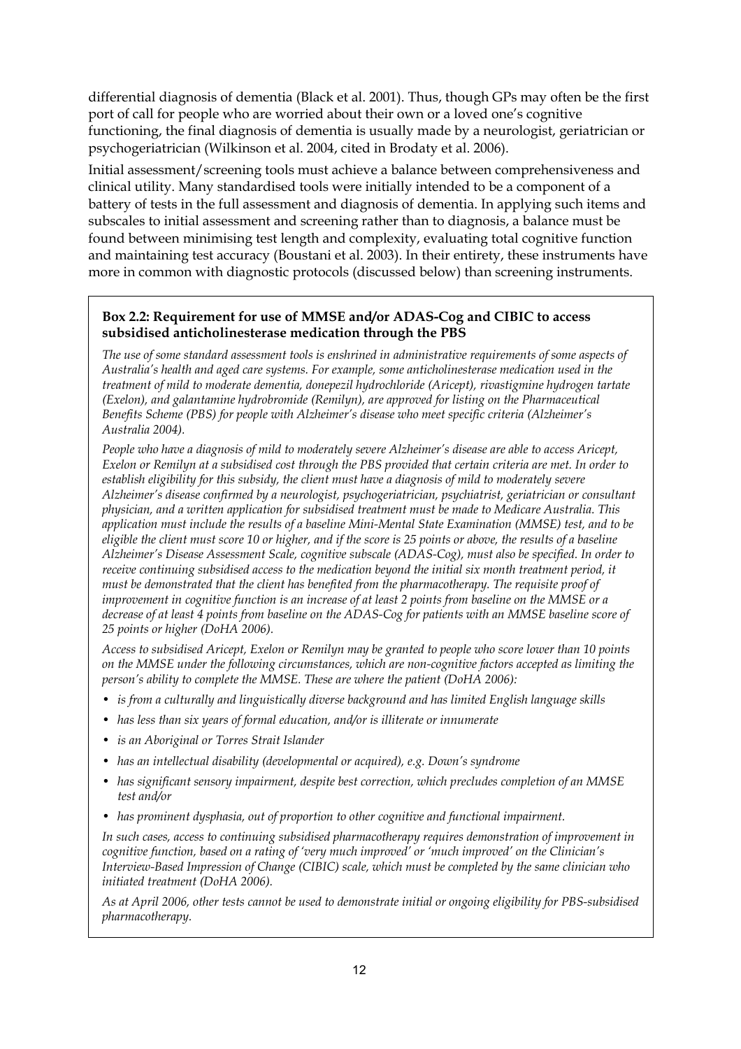differential diagnosis of dementia (Black et al. 2001). Thus, though GPs may often be the first port of call for people who are worried about their own or a loved one's cognitive functioning, the final diagnosis of dementia is usually made by a neurologist, geriatrician or psychogeriatrician (Wilkinson et al. 2004, cited in Brodaty et al. 2006).

Initial assessment/screening tools must achieve a balance between comprehensiveness and clinical utility. Many standardised tools were initially intended to be a component of a battery of tests in the full assessment and diagnosis of dementia. In applying such items and subscales to initial assessment and screening rather than to diagnosis, a balance must be found between minimising test length and complexity, evaluating total cognitive function and maintaining test accuracy (Boustani et al. 2003). In their entirety, these instruments have more in common with diagnostic protocols (discussed below) than screening instruments.

**Box 2.2: Requirement for use of MMSE and/or ADAS-Cog and CIBIC to access subsidised anticholinesterase medication through the PBS**

*The use of some standard assessment tools is enshrined in administrative requirements of some aspects of Australia's health and aged care systems. For example, some anticholinesterase medication used in the treatment of mild to moderate dementia, donepezil hydrochloride (Aricept), rivastigmine hydrogen tartate (Exelon), and galantamine hydrobromide (Remilyn), are approved for listing on the Pharmaceutical Benefits Scheme (PBS) for people with Alzheimer's disease who meet specific criteria (Alzheimer's Australia 2004).*

*People who have a diagnosis of mild to moderately severe Alzheimer's disease are able to access Aricept, Exelon or Remilyn at a subsidised cost through the PBS provided that certain criteria are met. In order to establish eligibility for this subsidy, the client must have a diagnosis of mild to moderately severe Alzheimer's disease confirmed by a neurologist, psychogeriatrician, psychiatrist, geriatrician or consultant physician, and a written application for subsidised treatment must be made to Medicare Australia. This application must include the results of a baseline Mini-Mental State Examination (MMSE) test, and to be eligible the client must score 10 or higher, and if the score is 25 points or above, the results of a baseline Alzheimer's Disease Assessment Scale, cognitive subscale (ADAS-Cog), must also be specified. In order to receive continuing subsidised access to the medication beyond the initial six month treatment period, it must be demonstrated that the client has benefited from the pharmacotherapy. The requisite proof of improvement in cognitive function is an increase of at least 2 points from baseline on the MMSE or a decrease of at least 4 points from baseline on the ADAS-Cog for patients with an MMSE baseline score of 25 points or higher (DoHA 2006).*

*Access to subsidised Aricept, Exelon or Remilyn may be granted to people who score lower than 10 points on the MMSE under the following circumstances, which are non-cognitive factors accepted as limiting the person's ability to complete the MMSE. These are where the patient (DoHA 2006):*

- *is from a culturally and linguistically diverse background and has limited English language skills*
- *has less than six years of formal education, and/or is illiterate or innumerate*
- *is an Aboriginal or Torres Strait Islander*
- *has an intellectual disability (developmental or acquired), e.g. Down's syndrome*
- *has significant sensory impairment, despite best correction, which precludes completion of an MMSE test and/or*
- *has prominent dysphasia, out of proportion to other cognitive and functional impairment.*

*In such cases, access to continuing subsidised pharmacotherapy requires demonstration of improvement in cognitive function, based on a rating of 'very much improved' or 'much improved' on the Clinician's Interview-Based Impression of Change (CIBIC) scale, which must be completed by the same clinician who initiated treatment (DoHA 2006).*

*As at April 2006, other tests cannot be used to demonstrate initial or ongoing eligibility for PBS-subsidised pharmacotherapy.*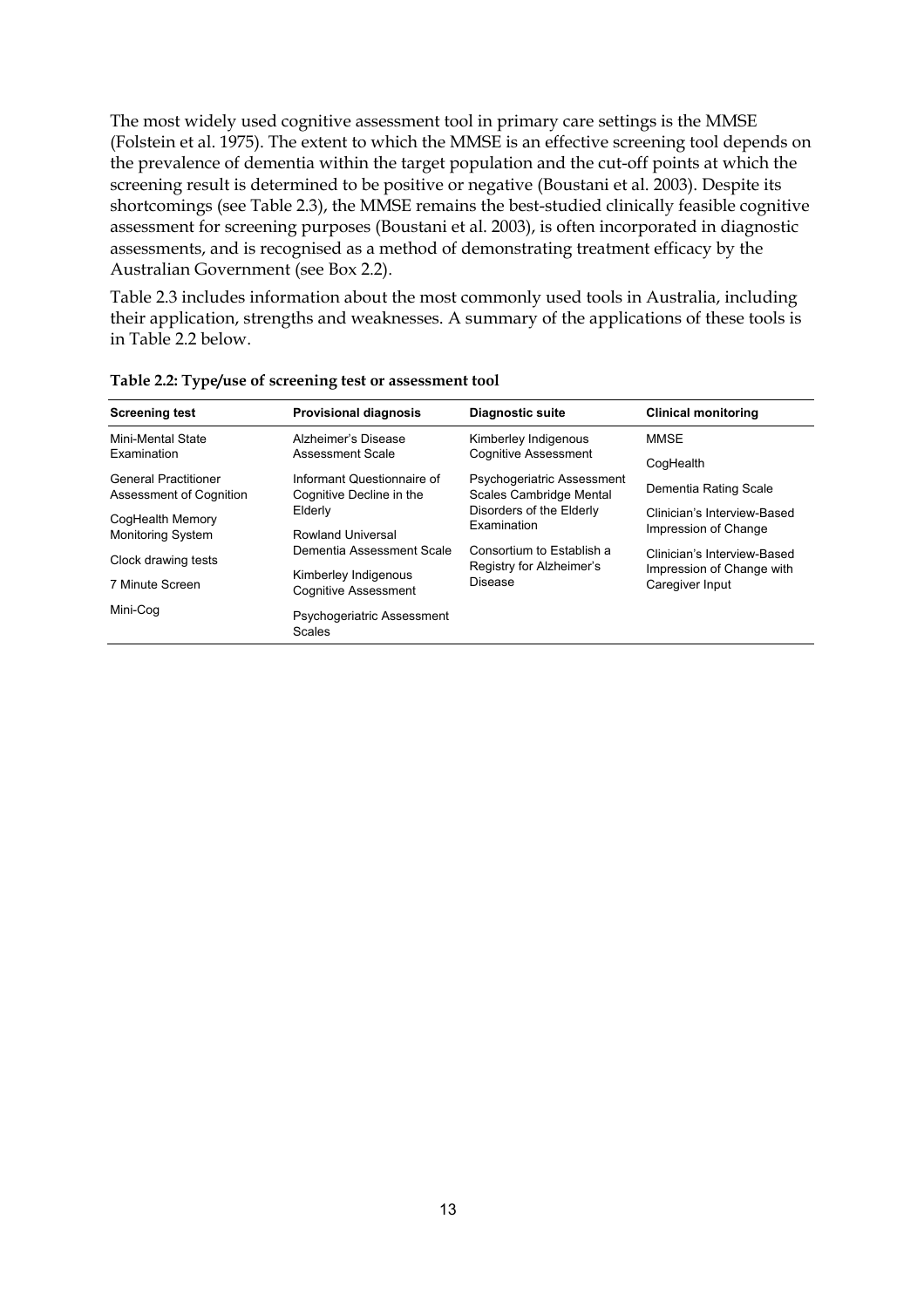The most widely used cognitive assessment tool in primary care settings is the MMSE (Folstein et al. 1975). The extent to which the MMSE is an effective screening tool depends on the prevalence of dementia within the target population and the cut-off points at which the screening result is determined to be positive or negative (Boustani et al. 2003). Despite its shortcomings (see Table 2.3), the MMSE remains the best-studied clinically feasible cognitive assessment for screening purposes (Boustani et al. 2003), is often incorporated in diagnostic assessments, and is recognised as a method of demonstrating treatment efficacy by the Australian Government (see Box 2.2).

Table 2.3 includes information about the most commonly used tools in Australia, including their application, strengths and weaknesses. A summary of the applications of these tools is in Table 2.2 below.

**Table 2.2: Type/use of screening test or assessment tool**

| Screening test | Provisional diagnosis | Diagnostic suite | Clinical monitoring |
| --- | --- | --- | --- |
| Mini-Mental State Examination | Alzheimer's Disease Assessment Scale | Kimberley Indigenous Cognitive Assessment | MMSE |
| General Practitioner Assessment of Cognition | Informant Questionnaire of Cognitive Decline in the Elderly | Psychogeriatric Assessment Scales Cambridge Mental Disorders of the Elderly Examination | CogHealth |
| CogHealth Memory Monitoring System | Rowland Universal Dementia Assessment Scale | Consortium to Establish a Registry for Alzheimer's Disease | Dementia Rating Scale |
| Clock drawing tests | Kimberley Indigenous Cognitive Assessment | | Clinician's Interview-Based Impression of Change |
| 7 Minute Screen | Psychogeriatric Assessment Scales | | Clinician's Interview-Based Impression of Change with Caregiver Input |
| Mini-Cog | | | |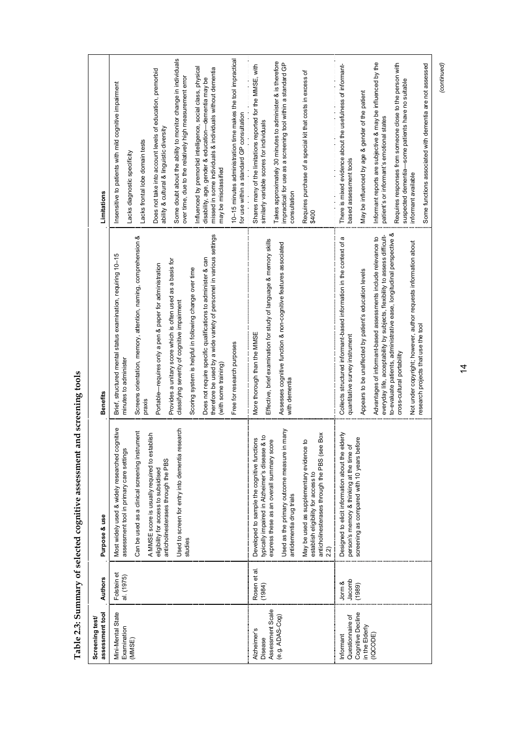## Table 2.3: Summary of selected cognitive assessment and screening tools

| Screening test/ assessment tool | Authors | Purpose & use | Benefits | Limitations |
|---|---|---|---|---|
| Mini-Mental State Examination (MMSE) | Folstein et al. (1975) | Most widely used & widely researched cognitive assessment tool in primary care settings<br><br>Can be used as a clinical screening instrument<br><br>A MMSE score is usually required to establish eligibility for access to subsidised anticholinesterases through the PBS<br><br>Used to screen for entry into dementia research studies | Brief, structured mental status examination, requiring 10–15 minutes to administer<br><br>Screens orientation, memory, attention, naming, comprehension & praxis<br><br>Portable—requires only a pen & paper for administration<br><br>Provides a unitary score which is often used as a basis for classifying severity of cognitive impairment<br><br>Scoring system is helpful in following change over time<br><br>Does not require specific qualifications to administer & can therefore be used by a wide variety of personnel in various settings (with some training)<br><br>Free for research purposes | Insensitive to patients with mild cognitive impairment<br><br>Lacks diagnostic specificity<br><br>Lacks frontal lobe domain tests<br><br>Does not take into account levels of education, premorbid ability & cultural & linguistic diversity<br><br>Some doubt about the ability to monitor change in individuals over time, due to the relatively high measurement error<br><br>Influenced by premorbid intelligence, social class, physical disability, age, gender & education—dementia may be missed in some individuals & individuals without dementia may be misclassified<br><br>10–15 minutes administration time makes the tool impractical for use within a standard GP consultation |
| Alzheimer's Disease Assessment Scale (e.g. ADAS-Cog) | Rosen et al. (1984) | Developed to sample the cognitive functions typically impaired in Alzheimer's disease & to express these as an overall summary score<br><br>Used as the primary outcome measure in many antidementia drug trials<br><br>May be used as supplementary evidence to establish eligibility for access to anticholinesterases through the PBS (see Box 2.2) | More thorough than the MMSE<br><br>Effective, brief examination for study of language & memory skills<br><br>Assesses cognitive function & non-cognitive features associated with dementia | Shares many of the limitations reported for the MMSE, with similarly variable scores for individuals<br><br>Takes approximately 30 minutes to administer & is therefore impractical for use as a screening tool within a standard GP consultation<br><br>Requires purchase of a special kit that costs in excess of $400 |
| Informant Questionnaire of Cognitive Decline in the Elderly (IQCODE) | Jorm & Jacomb (1989) | Designed to elicit information about the elderly person's memory & thinking at the time of screening as compared with 10 years before | Collects structured informant-based information in the context of a quantitative survey instrument<br><br>Appears to be unaffected by patient's education levels<br><br>Advantages of informant-based assessments include relevance to everyday life, acceptability by subjects, flexibility to assess difficult-to-evaluate patients, administrative ease, longitudinal perspective & cross-cultural portability<br><br>Not under copyright; however, author requests information about research projects that use the tool | There is mixed evidence about the usefulness of informant-based assessment tools<br><br>May be influenced by age & gender of the patient<br><br>Informant reports are subjective & may be influenced by the patient's or informant's emotional states<br><br>Requires responses from someone close to the person with suspected dementia—some patients have no suitable informant available<br><br>Some functions associated with dementia are not assessed |

*(continued)*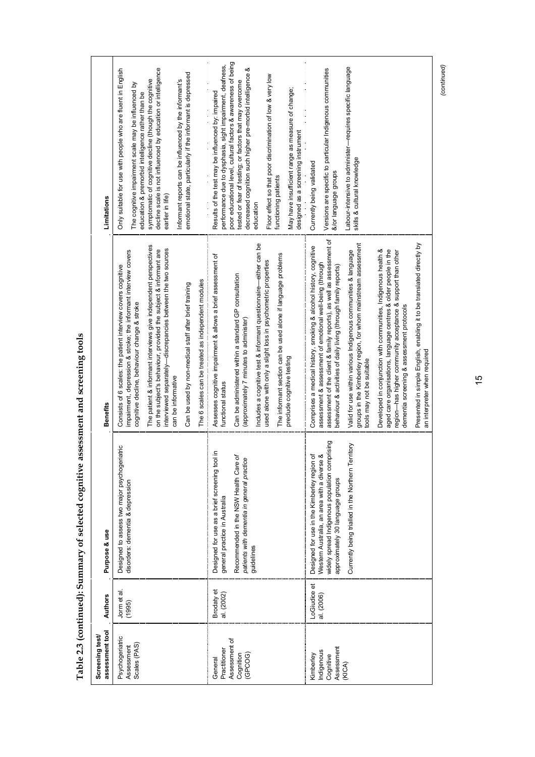**Table 2.3 (continued): Summary of selected cognitive assessment and screening tools**

| Screening test/ assessment tool | Authors | Purpose & use | Benefits | Limitations |
|---|---|---|---|---|
| Psychogeriatric Assessment Scales (PAS) | Jorm et al. (1995) | Designed to assess two major psychogeriatric disorders: dementia & depression | Consists of 6 scales: the patient interview covers cognitive impairment, depression & stroke; the informant interview covers cognitive decline, behaviour change & stroke<br><br>The patient & informant interviews give independent perspectives on the subject's behaviour, provided the subject & informant are interviewed separately—discrepancies between the two sources can be informative<br><br>Can be used by non-medical staff after brief training<br><br>The 6 scales can be treated as independent modules | Only suitable for use with people who are fluent in English<br><br>The cognitive impairment scale may be influenced by education & premorbid intelligence rather than be symptomatic of cognitive decline (though the cognitive decline scale is not influenced by education or intelligence earlier in life)<br><br>Informant reports can be influenced by the informant's emotional state, particularly if the informant is depressed |
| General Practitioner Assessment of Cognition (GPCOG) | Brodaty et al. (2002) | Designed for use as a brief screening tool in general practice in Australia<br><br>Recommended in the NSW Health *Care of patients with dementia in general practice* guidelines | Assesses cognitive impairment & allows a brief assessment of functional status<br><br>Can be administered within a standard GP consultation (approximately 7 minutes to administer)<br><br>Includes a cognitive test & informant questionnaire—either can be used alone with only a slight loss in psychometric properties<br><br>The informant section can be used alone if language problems preclude cognitive testing | Results of the test may be influenced by: impaired performance due to dysphasia, sight impairment, deafness, poor educational level, cultural factors & awareness of being tested or fear of testing; or factors that may overcome decreased cognition such higher pre-morbid intelligence & education<br><br>Floor effect so that poor discrimination of low & very low functioning patients<br><br>May have insufficient range as measure of change; designed as a screening instrument |
| Kimberley Indigenous Cognitive Assessment (KICA) | LoGiudice et al. (2006) | Designed for use in the Kimberley region of Western Australia, an area with a diverse & widely spread Indigenous population comprising approximately 30 language groups<br><br>Currently being trialled in the Northern Territory | Comprises a medical history, smoking & alcohol history, cognitive assessment & assessment of emotional well-being (through assessment of the client & family reports), as well as assessment of behaviour & activities of daily living (through family reports)<br><br>Valid for use within various Indigenous communities & language groups in the Kimberley region, for whom mainstream assessment tools may not be suitable<br><br>Developed in conjunction with communities, Indigenous health & aged care organisations, language centres & older people in the region—has higher community acceptance & support than other dementia screening & assessment protocols<br><br>Presented in simple English, enabling it to be translated directly by an interpreter when required | Currently being validated<br><br>Versions are specific to particular Indigenous communities &/or language groups<br><br>Labour-intensive to administer—requires specific language skills & cultural knowledge |

*(continued)*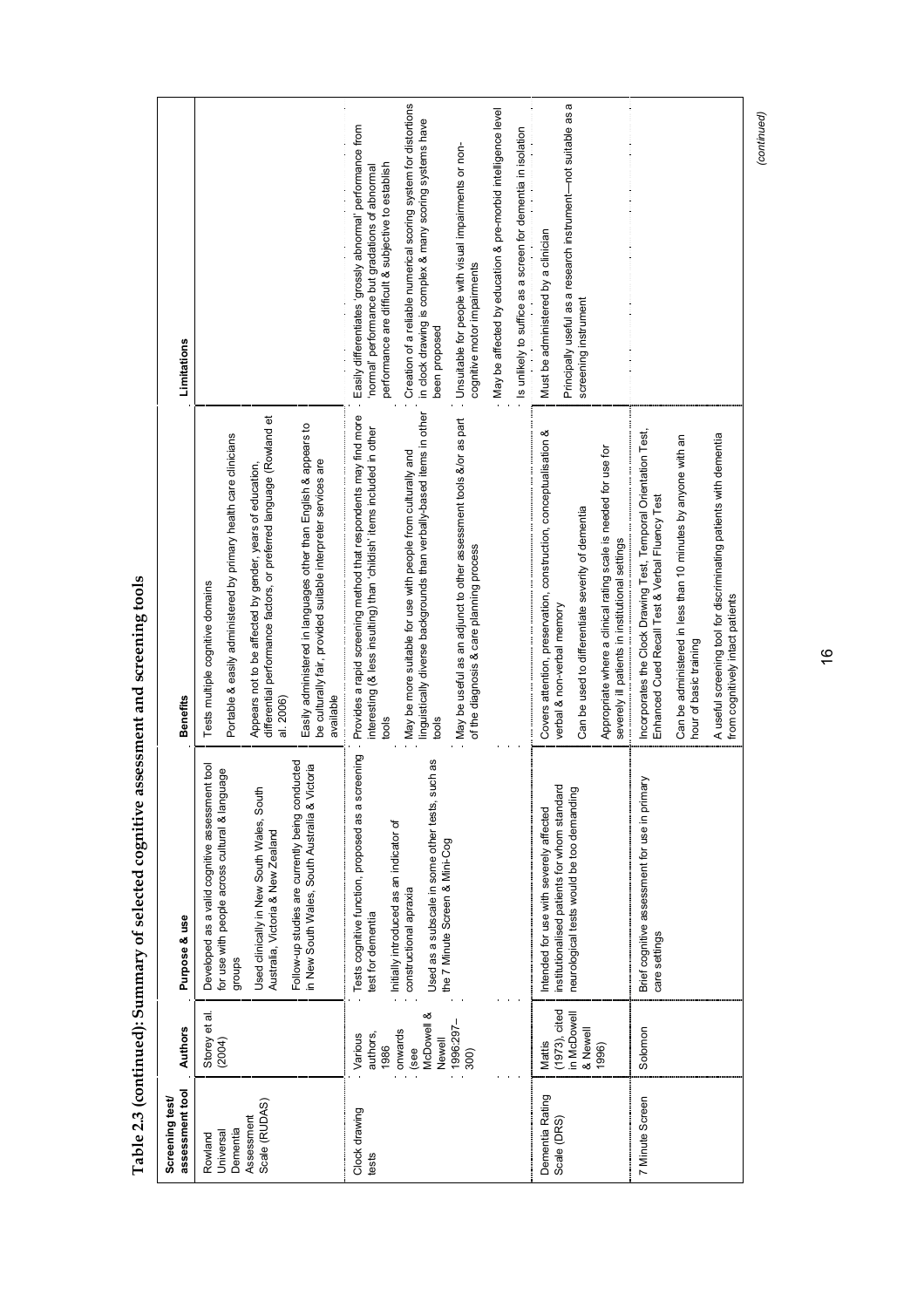**Table 2.3 (continued): Summary of selected cognitive assessment and screening tools**

| Screening test/ assessment tool | Authors | Purpose & use | Benefits | Limitations |
|---|---|---|---|---|
| Rowland Universal Dementia Assessment Scale (RUDAS) | Storey et al. (2004) | Developed as a valid cognitive assessment tool for use with people across cultural & language groups<br><br>Used clinically in New South Wales, South Australia, Victoria & New Zealand<br><br>Follow-up studies are currently being conducted in New South Wales, South Australia & Victoria | Tests multiple cognitive domains<br><br>Portable & easily administered by primary health care clinicians<br><br>Appears not to be affected by gender, years of education, differential performance factors, or preferred language (Rowland et al. 2006)<br><br>Easily administered in languages other than English & appears to be culturally fair, provided suitable interpreter services are available | |
| Clock drawing tests | Various authors, 1986 onwards (see McDowell & Newell 1996:297–300) | Tests cognitive function, proposed as a screening test for dementia<br><br>Initially introduced as an indicator of constructional apraxia<br><br>Used as a subscale in some other tests, such as the 7 Minute Screen & Mini-Cog | Provides a rapid screening method that respondents may find more interesting (& less insulting) than 'childish' items included in other tools<br><br>May be more suitable for use with people from culturally and linguistically diverse backgrounds than verbally-based items in other tools<br><br>May be useful as an adjunct to other assessment tools &/or as part of the diagnosis & care planning process | Easily differentiates 'grossly abnormal' performance from 'normal' performance but gradations of abnormal performance are difficult & subjective to establish<br><br>Creation of a reliable numerical scoring system for distortions in clock drawing is complex & many scoring systems have been proposed<br><br>Unsuitable for people with visual impairments or non-cognitive motor impairments<br><br>May be affected by education & pre-morbid intelligence level<br><br>Is unlikely to suffice as a screen for dementia in isolation |
| Dementia Rating Scale (DRS) | Mattis (1973), cited in McDowell & Newell 1996) | Intended for use with severely affected institutionalised patients for whom standard neurological tests would be too demanding | Covers attention, preservation, construction, conceptualisation & verbal & non-verbal memory<br><br>Can be used to differentiate severity of dementia<br><br>Appropriate where a clinical rating scale is needed for use for severely ill patients in institutional settings | Must be administered by a clinician<br><br>Principally useful as a research instrument—not suitable as a screening instrument |
| 7 Minute Screen | Solomon | Brief cognitive assessment for use in primary care settings | Incorporates the Clock Drawing Test, Temporal Orientation Test, Enhanced Cued Recall Test & Verbal Fluency Test<br><br>Can be administered in less than 10 minutes by anyone with an hour of basic training<br><br>A useful screening tool for discriminating patients with dementia from cognitively intact patients | |

*(continued)*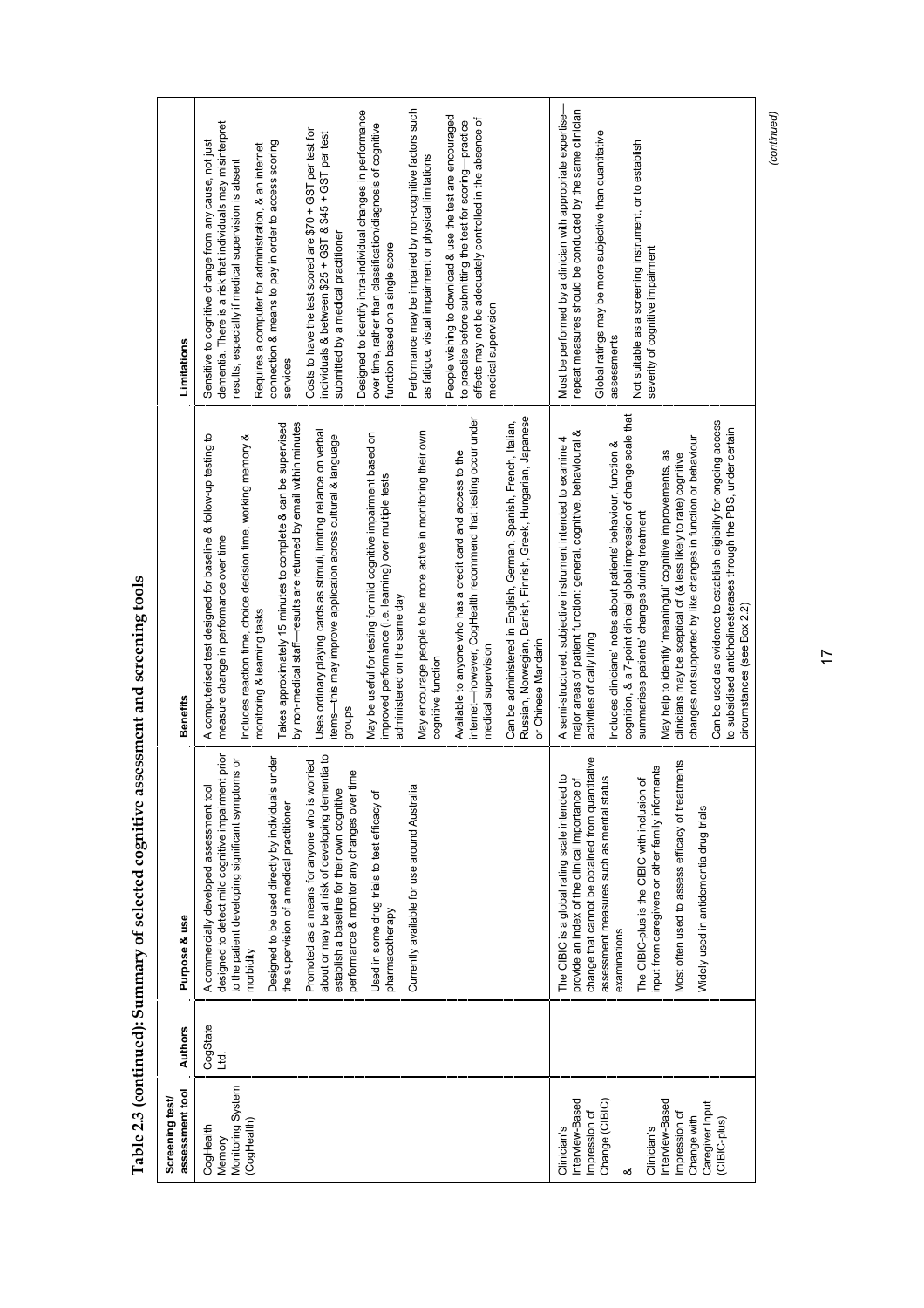# Table 2.3 (continued): Summary of selected cognitive assessment and screening tools

| Screening test/ assessment tool | Authors | Purpose & use | Benefits | Limitations |
|---|---|---|---|---|
| CogHealth Memory Monitoring System (CogHealth) | CogState Ltd. | A commercially developed assessment tool designed to detect mild cognitive impairment prior to the patient developing significant symptoms or morbidity<br><br>Designed to be used directly by individuals under the supervision of a medical practitioner<br><br>Promoted as a means for anyone who is worried about or may be at risk of developing dementia to establish a baseline for their own cognitive performance & monitor any changes over time<br><br>Used in some drug trials to test efficacy of pharmacotherapy<br><br>Currently available for use around Australia | A computerised test designed for baseline & follow-up testing to measure change in performance over time<br><br>Includes reaction time, choice decision time, working memory & monitoring & learning tasks<br><br>Takes approximately 15 minutes to complete & can be supervised by non-medical staff—results are returned by email within minutes<br><br>Uses ordinary playing cards as stimuli, limiting reliance on verbal items—this may improve application across cultural & language groups<br><br>May be useful for testing for mild cognitive impairment based on improved performance (i.e. learning) over multiple tests administered on the same day<br><br>May encourage people to be more active in monitoring their own cognitive function<br><br>Available to anyone who has a credit card and access to the internet—however, CogHealth recommend that testing occur under medical supervision<br><br>Can be administered in English, German, Spanish, French, Italian, Russian, Norwegian, Danish, Finnish, Greek, Hungarian, Japanese or Chinese Mandarin | Sensitive to cognitive change from any cause, not just dementia. There is a risk that individuals may misinterpret results, especially if medical supervision is absent<br><br>Requires a computer for administration, & an internet connection & means to pay in order to access scoring services<br><br>Costs to have the test scored are $70 + GST per test for individuals & between $25 + GST & $45 + GST per test submitted by a medical practitioner<br><br>Designed to identify intra-individual changes in performance over time, rather than classification/diagnosis of cognitive function based on a single score<br><br>Performance may be impaired by non-cognitive factors such as fatigue, visual impairment or physical limitations<br><br>People wishing to download & use the test are encouraged to practise before submitting the test for scoring—practice effects may not be adequately controlled in the absence of medical supervision |
| Clinician's Interview-Based Impression of Change (CIBIC)<br><br>&<br><br>Clinician's Interview-Based Impression of Change with Caregiver Input (CIBIC-plus) | | The CIBIC is a global rating scale intended to provide an index of the clinical importance of change that cannot be obtained from quantitative assessment measures such as mental status examinations<br><br>The CIBIC-plus is the CIBIC with inclusion of input from caregivers or other family informants<br><br>Most often used to assess efficacy of treatments<br><br>Widely used in antidementia drug trials | A semi-structured, subjective instrument intended to examine 4 major areas of patient function: general, cognitive, behavioural & activities of daily living<br><br>Includes clinicians' notes about patients' behaviour, function & cognition, & a 7-point clinical global impression of change scale that summarises patients' changes during treatment<br><br>May help to identify 'meaningful' cognitive improvements, as clinicians may be sceptical of (& less likely to rate) cognitive changes not supported by like changes in function or behaviour<br><br>Can be used as evidence to establish eligibility for ongoing access to subsidised anticholinesterases through the PBS, under certain circumstances (see Box 2.2) | Must be performed by a clinician with appropriate expertise—repeat measures should be conducted by the same clinician<br><br>Global ratings may be more subjective than quantitative assessments<br><br>Not suitable as a screening instrument, or to establish severity of cognitive impairment |

*(continued)*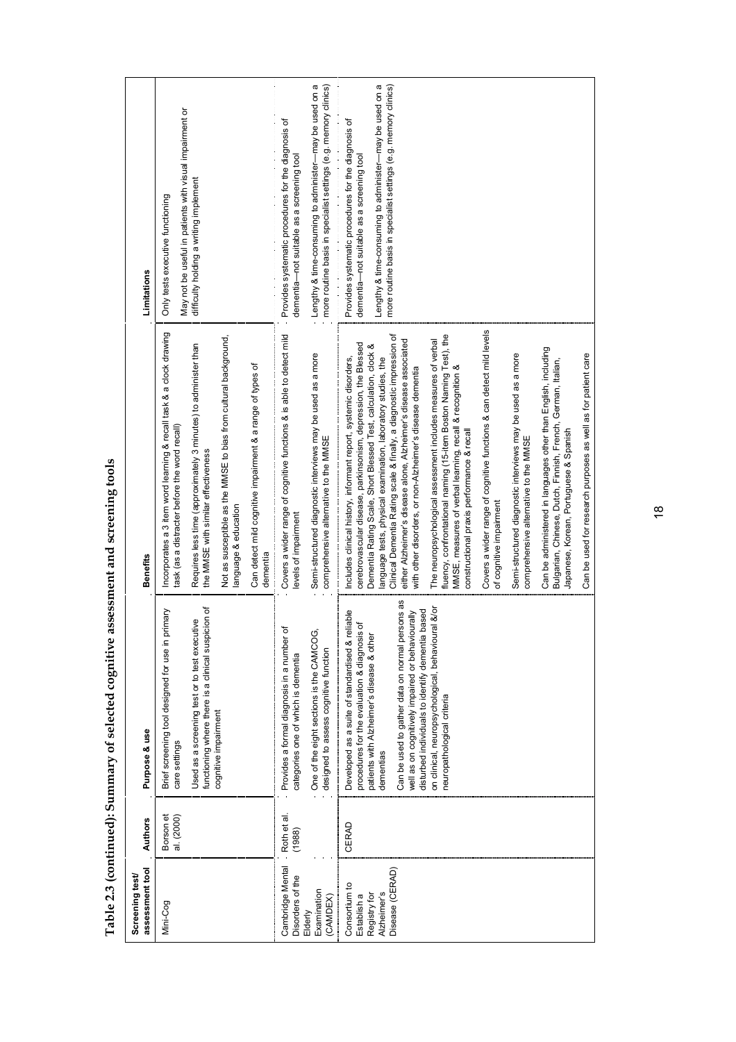**Table 2.3 (continued): Summary of selected cognitive assessment and screening tools**

| Screening test/ assessment tool | Authors | Purpose & use | Benefits | Limitations |
|---|---|---|---|---|
| Mini-Cog | Borson et al. (2000) | Brief screening tool designed for use in primary care settings<br><br>Used as a screening test or to test executive functioning where there is a clinical suspicion of cognitive impairment | Incorporates a 3 item word learning & recall task & a clock drawing task (as a distracter before the word recall)<br><br>Requires less time (approximately 3 minutes) to administer than the MMSE with similar effectiveness<br><br>Not as susceptible as the MMSE to bias from cultural background, language & education<br><br>Can detect mild cognitive impairment & a range of types of dementia | Only tests executive functioning<br><br>May not be useful in patients with visual impairment or difficulty holding a writing implement |
| Cambridge Mental Disorders of the Elderly Examination (CAMDEX) | Roth et al. (1988) | Provides a formal diagnosis in a number of categories one of which is dementia<br><br>One of the eight sections is the CAMCOG, designed to assess cognitive function | Covers a wider range of cognitive functions & is able to detect mild levels of impairment<br><br>Semi-structured diagnostic interviews may be used as a more comprehensive alternative to the MMSE | Provides systematic procedures for the diagnosis of dementia—not suitable as a screening tool<br><br>Lengthy & time-consuming to administer—may be used on a more routine basis in specialist settings (e.g. memory clinics) |
| Consortium to Establish a Registry for Alzheimer's Disease (CERAD) | CERAD | Developed as a suite of standardised & reliable procedures for the evaluation & diagnosis of patients with Alzheimer's disease & other dementias<br><br>Can be used to gather data on normal persons as well as on cognitively impaired or behaviourally disturbed individuals to identify dementia based on clinical, neuropsychological, behavioural &/or neuropathological criteria | Includes clinical history, informant report, systemic disorders, cerebrovascular disease, parkinsonism, depression, the Blessed Dementia Rating Scale, Short Blessed Test, calculation, clock & language tests, physical examination, laboratory studies, the Clinical Dementia Rating scale & finally, a diagnostic impression of either Alzheimer's disease alone, Alzheimer's disease associated with other disorders, or non-Alzheimer's disease dementia<br><br>The neuropsychological assessment includes measures of verbal fluency, confrontational naming (15-item Boston Naming Test), the MMSE, measures of verbal learning, recall & recognition & constructional praxis performance & recall<br><br>Covers a wider range of cognitive functions & can detect mild levels of cognitive impairment<br><br>Semi-structured diagnostic interviews may be used as a more comprehensive alternative to the MMSE<br><br>Can be administered in languages other than English, including Bulgarian, Chinese, Dutch, Finnish, French, German, Italian, Japanese, Korean, Portuguese & Spanish<br><br>Can be used for research purposes as well as for patient care | Provides systematic procedures for the diagnosis of dementia—not suitable as a screening tool<br><br>Lengthy & time-consuming to administer—may be used on a more routine basis in specialist settings (e.g. memory clinics) |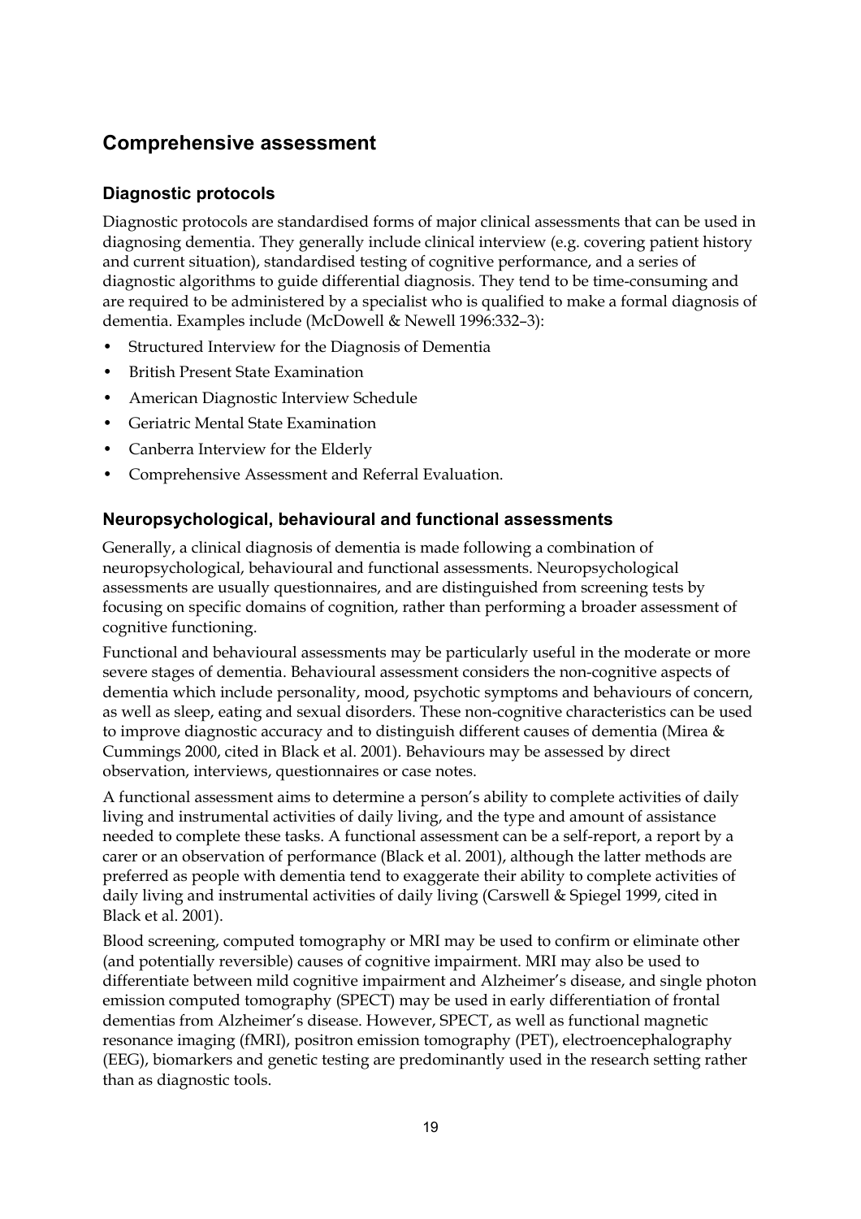## Comprehensive assessment

### Diagnostic protocols

Diagnostic protocols are standardised forms of major clinical assessments that can be used in diagnosing dementia. They generally include clinical interview (e.g. covering patient history and current situation), standardised testing of cognitive performance, and a series of diagnostic algorithms to guide differential diagnosis. They tend to be time-consuming and are required to be administered by a specialist who is qualified to make a formal diagnosis of dementia. Examples include (McDowell & Newell 1996:332–3):

- Structured Interview for the Diagnosis of Dementia
- British Present State Examination
- American Diagnostic Interview Schedule
- Geriatric Mental State Examination
- Canberra Interview for the Elderly
- Comprehensive Assessment and Referral Evaluation.

### Neuropsychological, behavioural and functional assessments

Generally, a clinical diagnosis of dementia is made following a combination of neuropsychological, behavioural and functional assessments. Neuropsychological assessments are usually questionnaires, and are distinguished from screening tests by focusing on specific domains of cognition, rather than performing a broader assessment of cognitive functioning.

Functional and behavioural assessments may be particularly useful in the moderate or more severe stages of dementia. Behavioural assessment considers the non-cognitive aspects of dementia which include personality, mood, psychotic symptoms and behaviours of concern, as well as sleep, eating and sexual disorders. These non-cognitive characteristics can be used to improve diagnostic accuracy and to distinguish different causes of dementia (Mirea & Cummings 2000, cited in Black et al. 2001). Behaviours may be assessed by direct observation, interviews, questionnaires or case notes.

A functional assessment aims to determine a person's ability to complete activities of daily living and instrumental activities of daily living, and the type and amount of assistance needed to complete these tasks. A functional assessment can be a self-report, a report by a carer or an observation of performance (Black et al. 2001), although the latter methods are preferred as people with dementia tend to exaggerate their ability to complete activities of daily living and instrumental activities of daily living (Carswell & Spiegel 1999, cited in Black et al. 2001).

Blood screening, computed tomography or MRI may be used to confirm or eliminate other (and potentially reversible) causes of cognitive impairment. MRI may also be used to differentiate between mild cognitive impairment and Alzheimer's disease, and single photon emission computed tomography (SPECT) may be used in early differentiation of frontal dementias from Alzheimer's disease. However, SPECT, as well as functional magnetic resonance imaging (fMRI), positron emission tomography (PET), electroencephalography (EEG), biomarkers and genetic testing are predominantly used in the research setting rather than as diagnostic tools.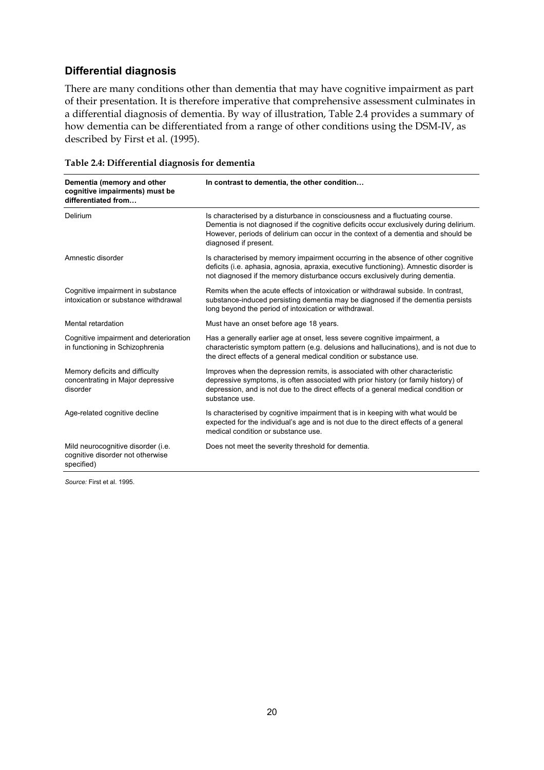## Differential diagnosis

There are many conditions other than dementia that may have cognitive impairment as part of their presentation. It is therefore imperative that comprehensive assessment culminates in a differential diagnosis of dementia. By way of illustration, Table 2.4 provides a summary of how dementia can be differentiated from a range of other conditions using the DSM-IV, as described by First et al. (1995).

**Table 2.4: Differential diagnosis for dementia**

| Dementia (memory and other cognitive impairments) must be differentiated from… | In contrast to dementia, the other condition… |
|---|---|
| Delirium | Is characterised by a disturbance in consciousness and a fluctuating course. Dementia is not diagnosed if the cognitive deficits occur exclusively during delirium. However, periods of delirium can occur in the context of a dementia and should be diagnosed if present. |
| Amnestic disorder | Is characterised by memory impairment occurring in the absence of other cognitive deficits (i.e. aphasia, agnosia, apraxia, executive functioning). Amnestic disorder is not diagnosed if the memory disturbance occurs exclusively during dementia. |
| Cognitive impairment in substance intoxication or substance withdrawal | Remits when the acute effects of intoxication or withdrawal subside. In contrast, substance-induced persisting dementia may be diagnosed if the dementia persists long beyond the period of intoxication or withdrawal. |
| Mental retardation | Must have an onset before age 18 years. |
| Cognitive impairment and deterioration in functioning in Schizophrenia | Has a generally earlier age at onset, less severe cognitive impairment, a characteristic symptom pattern (e.g. delusions and hallucinations), and is not due to the direct effects of a general medical condition or substance use. |
| Memory deficits and difficulty concentrating in Major depressive disorder | Improves when the depression remits, is associated with other characteristic depressive symptoms, is often associated with prior history (or family history) of depression, and is not due to the direct effects of a general medical condition or substance use. |
| Age-related cognitive decline | Is characterised by cognitive impairment that is in keeping with what would be expected for the individual's age and is not due to the direct effects of a general medical condition or substance use. |
| Mild neurocognitive disorder (i.e. cognitive disorder not otherwise specified) | Does not meet the severity threshold for dementia. |

*Source:* First et al. 1995.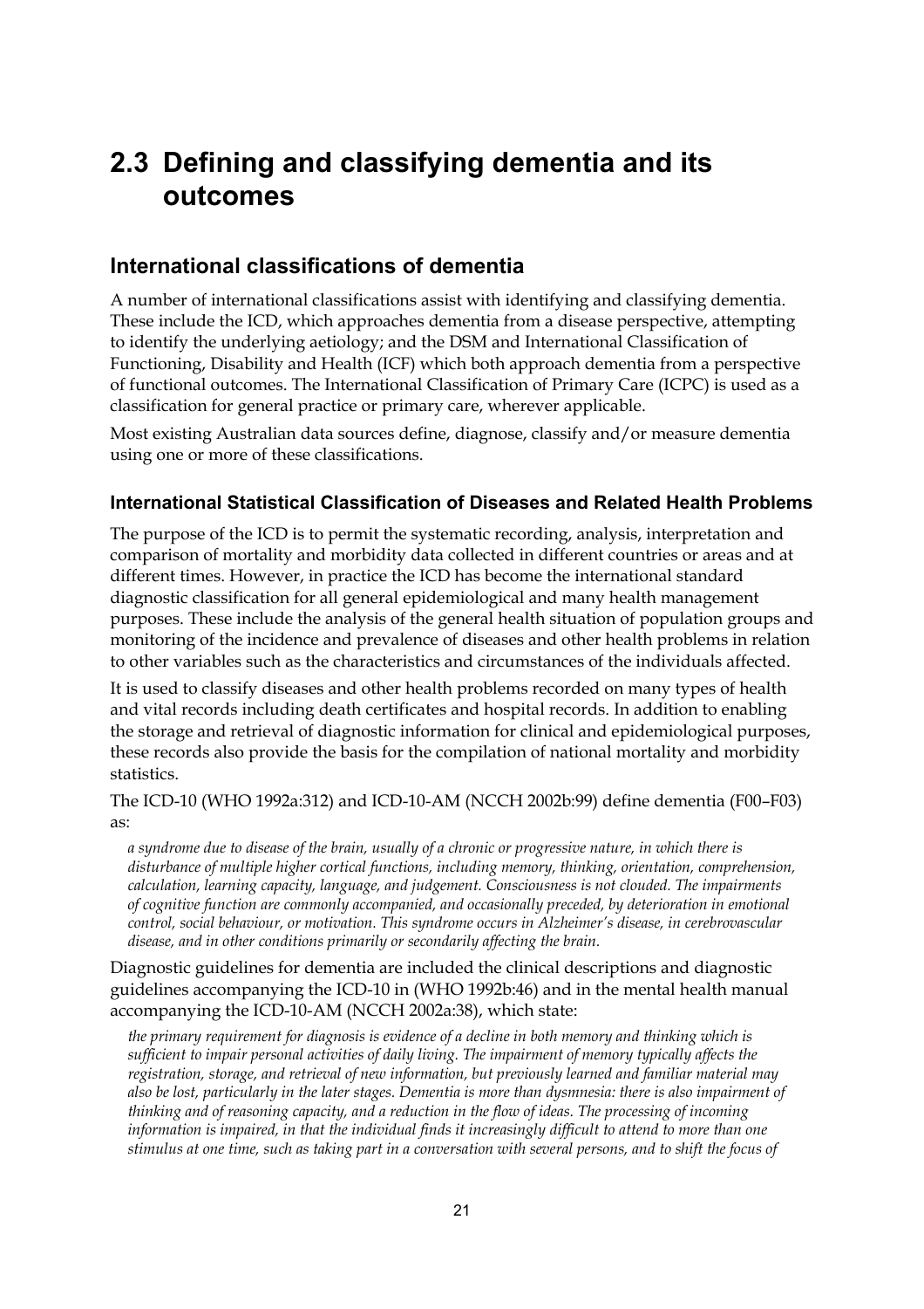# 2.3 Defining and classifying dementia and its outcomes

## International classifications of dementia

A number of international classifications assist with identifying and classifying dementia. These include the ICD, which approaches dementia from a disease perspective, attempting to identify the underlying aetiology; and the DSM and International Classification of Functioning, Disability and Health (ICF) which both approach dementia from a perspective of functional outcomes. The International Classification of Primary Care (ICPC) is used as a classification for general practice or primary care, wherever applicable.

Most existing Australian data sources define, diagnose, classify and/or measure dementia using one or more of these classifications.

### International Statistical Classification of Diseases and Related Health Problems

The purpose of the ICD is to permit the systematic recording, analysis, interpretation and comparison of mortality and morbidity data collected in different countries or areas and at different times. However, in practice the ICD has become the international standard diagnostic classification for all general epidemiological and many health management purposes. These include the analysis of the general health situation of population groups and monitoring of the incidence and prevalence of diseases and other health problems in relation to other variables such as the characteristics and circumstances of the individuals affected.

It is used to classify diseases and other health problems recorded on many types of health and vital records including death certificates and hospital records. In addition to enabling the storage and retrieval of diagnostic information for clinical and epidemiological purposes, these records also provide the basis for the compilation of national mortality and morbidity statistics.

The ICD-10 (WHO 1992a:312) and ICD-10-AM (NCCH 2002b:99) define dementia (F00–F03) as:

> *a syndrome due to disease of the brain, usually of a chronic or progressive nature, in which there is disturbance of multiple higher cortical functions, including memory, thinking, orientation, comprehension, calculation, learning capacity, language, and judgement. Consciousness is not clouded. The impairments of cognitive function are commonly accompanied, and occasionally preceded, by deterioration in emotional control, social behaviour, or motivation. This syndrome occurs in Alzheimer's disease, in cerebrovascular disease, and in other conditions primarily or secondarily affecting the brain.*

Diagnostic guidelines for dementia are included the clinical descriptions and diagnostic guidelines accompanying the ICD-10 in (WHO 1992b:46) and in the mental health manual accompanying the ICD-10-AM (NCCH 2002a:38), which state:

> *the primary requirement for diagnosis is evidence of a decline in both memory and thinking which is sufficient to impair personal activities of daily living. The impairment of memory typically affects the registration, storage, and retrieval of new information, but previously learned and familiar material may also be lost, particularly in the later stages. Dementia is more than dysmnesia: there is also impairment of thinking and of reasoning capacity, and a reduction in the flow of ideas. The processing of incoming information is impaired, in that the individual finds it increasingly difficult to attend to more than one stimulus at one time, such as taking part in a conversation with several persons, and to shift the focus of*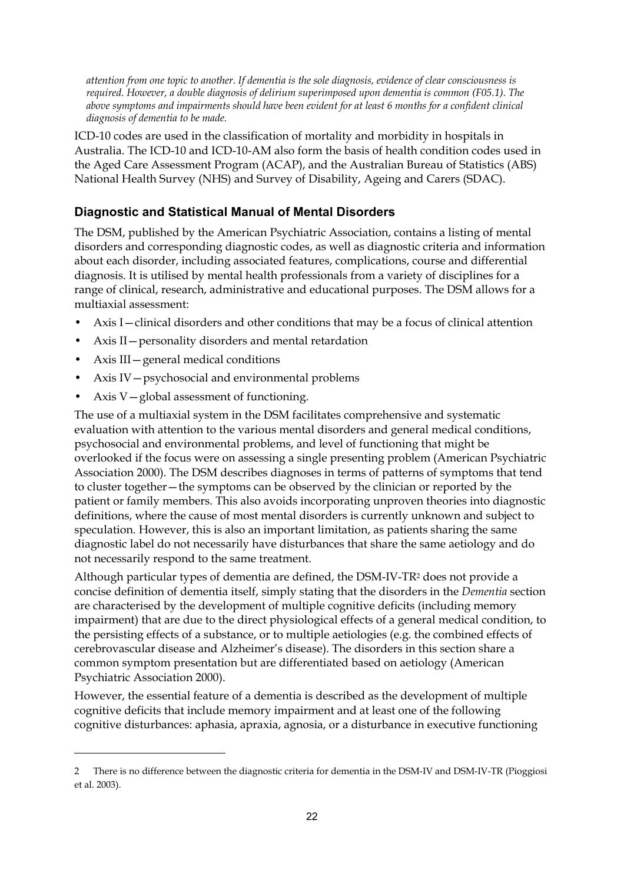*attention from one topic to another. If dementia is the sole diagnosis, evidence of clear consciousness is required. However, a double diagnosis of delirium superimposed upon dementia is common (F05.1). The above symptoms and impairments should have been evident for at least 6 months for a confident clinical diagnosis of dementia to be made.*

ICD-10 codes are used in the classification of mortality and morbidity in hospitals in Australia. The ICD-10 and ICD-10-AM also form the basis of health condition codes used in the Aged Care Assessment Program (ACAP), and the Australian Bureau of Statistics (ABS) National Health Survey (NHS) and Survey of Disability, Ageing and Carers (SDAC).

### Diagnostic and Statistical Manual of Mental Disorders

The DSM, published by the American Psychiatric Association, contains a listing of mental disorders and corresponding diagnostic codes, as well as diagnostic criteria and information about each disorder, including associated features, complications, course and differential diagnosis. It is utilised by mental health professionals from a variety of disciplines for a range of clinical, research, administrative and educational purposes. The DSM allows for a multiaxial assessment:

- Axis I—clinical disorders and other conditions that may be a focus of clinical attention
- Axis II—personality disorders and mental retardation
- Axis III—general medical conditions
- Axis IV—psychosocial and environmental problems
- Axis V—global assessment of functioning.

The use of a multiaxial system in the DSM facilitates comprehensive and systematic evaluation with attention to the various mental disorders and general medical conditions, psychosocial and environmental problems, and level of functioning that might be overlooked if the focus were on assessing a single presenting problem (American Psychiatric Association 2000). The DSM describes diagnoses in terms of patterns of symptoms that tend to cluster together—the symptoms can be observed by the clinician or reported by the patient or family members. This also avoids incorporating unproven theories into diagnostic definitions, where the cause of most mental disorders is currently unknown and subject to speculation. However, this is also an important limitation, as patients sharing the same diagnostic label do not necessarily have disturbances that share the same aetiology and do not necessarily respond to the same treatment.

Although particular types of dementia are defined, the DSM-IV-TR[2] does not provide a concise definition of dementia itself, simply stating that the disorders in the *Dementia* section are characterised by the development of multiple cognitive deficits (including memory impairment) that are due to the direct physiological effects of a general medical condition, to the persisting effects of a substance, or to multiple aetiologies (e.g. the combined effects of cerebrovascular disease and Alzheimer's disease). The disorders in this section share a common symptom presentation but are differentiated based on aetiology (American Psychiatric Association 2000).

However, the essential feature of a dementia is described as the development of multiple cognitive deficits that include memory impairment and at least one of the following cognitive disturbances: aphasia, apraxia, agnosia, or a disturbance in executive functioning

---

2 There is no difference between the diagnostic criteria for dementia in the DSM-IV and DSM-IV-TR (Pioggiosi et al. 2003).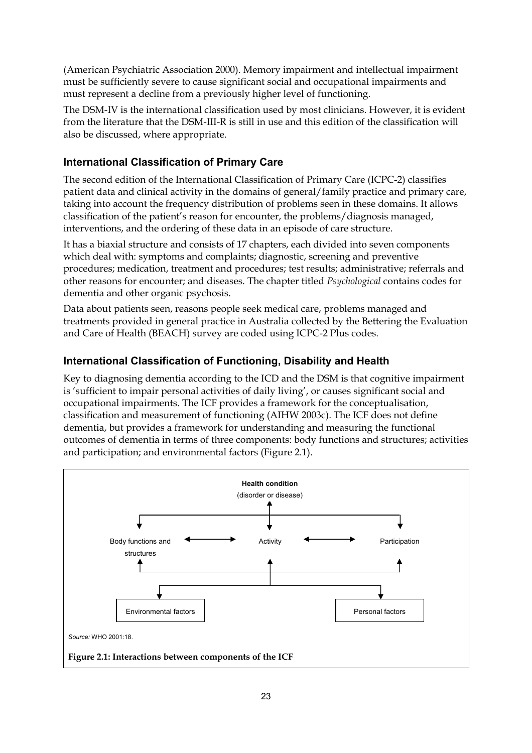(American Psychiatric Association 2000). Memory impairment and intellectual impairment must be sufficiently severe to cause significant social and occupational impairments and must represent a decline from a previously higher level of functioning.

The DSM-IV is the international classification used by most clinicians. However, it is evident from the literature that the DSM-III-R is still in use and this edition of the classification will also be discussed, where appropriate.

### International Classification of Primary Care

The second edition of the International Classification of Primary Care (ICPC-2) classifies patient data and clinical activity in the domains of general/family practice and primary care, taking into account the frequency distribution of problems seen in these domains. It allows classification of the patient's reason for encounter, the problems/diagnosis managed, interventions, and the ordering of these data in an episode of care structure.

It has a biaxial structure and consists of 17 chapters, each divided into seven components which deal with: symptoms and complaints; diagnostic, screening and preventive procedures; medication, treatment and procedures; test results; administrative; referrals and other reasons for encounter; and diseases. The chapter titled *Psychological* contains codes for dementia and other organic psychosis.

Data about patients seen, reasons people seek medical care, problems managed and treatments provided in general practice in Australia collected by the Bettering the Evaluation and Care of Health (BEACH) survey are coded using ICPC-2 Plus codes.

### International Classification of Functioning, Disability and Health

Key to diagnosing dementia according to the ICD and the DSM is that cognitive impairment is 'sufficient to impair personal activities of daily living', or causes significant social and occupational impairments. The ICF provides a framework for the conceptualisation, classification and measurement of functioning (AIHW 2003c). The ICF does not define dementia, but provides a framework for understanding and measuring the functional outcomes of dementia in terms of three components: body functions and structures; activities and participation; and environmental factors (Figure 2.1).

**Health condition**
(disorder or disease)

Body functions and structures ⟷ Activity ⟷ Participation

Environmental factors | Personal factors

*Source:* WHO 2001:18.

**Figure 2.1: Interactions between components of the ICF**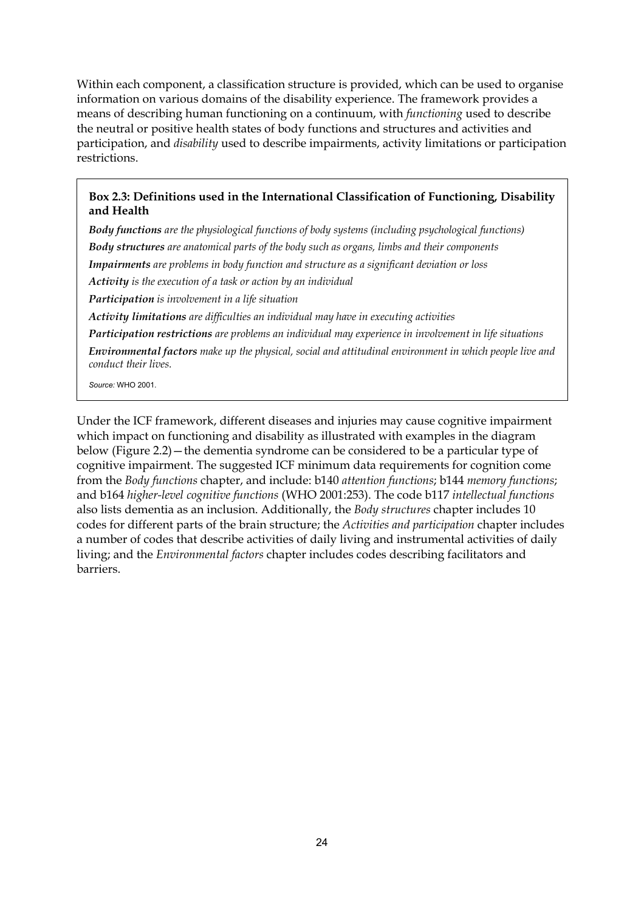Within each component, a classification structure is provided, which can be used to organise information on various domains of the disability experience. The framework provides a means of describing human functioning on a continuum, with *functioning* used to describe the neutral or positive health states of body functions and structures and activities and participation, and *disability* used to describe impairments, activity limitations or participation restrictions.

> **Box 2.3: Definitions used in the International Classification of Functioning, Disability and Health**
>
> ***Body functions*** *are the physiological functions of body systems (including psychological functions)*
>
> ***Body structures*** *are anatomical parts of the body such as organs, limbs and their components*
>
> ***Impairments*** *are problems in body function and structure as a significant deviation or loss*
>
> ***Activity*** *is the execution of a task or action by an individual*
>
> ***Participation*** *is involvement in a life situation*
>
> ***Activity limitations*** *are difficulties an individual may have in executing activities*
>
> ***Participation restrictions*** *are problems an individual may experience in involvement in life situations*
>
> ***Environmental factors*** *make up the physical, social and attitudinal environment in which people live and conduct their lives.*
>
> *Source:* WHO 2001.

Under the ICF framework, different diseases and injuries may cause cognitive impairment which impact on functioning and disability as illustrated with examples in the diagram below (Figure 2.2)—the dementia syndrome can be considered to be a particular type of cognitive impairment. The suggested ICF minimum data requirements for cognition come from the *Body functions* chapter, and include: b140 *attention functions*; b144 *memory functions*; and b164 *higher-level cognitive functions* (WHO 2001:253). The code b117 *intellectual functions* also lists dementia as an inclusion. Additionally, the *Body structures* chapter includes 10 codes for different parts of the brain structure; the *Activities and participation* chapter includes a number of codes that describe activities of daily living and instrumental activities of daily living; and the *Environmental factors* chapter includes codes describing facilitators and barriers.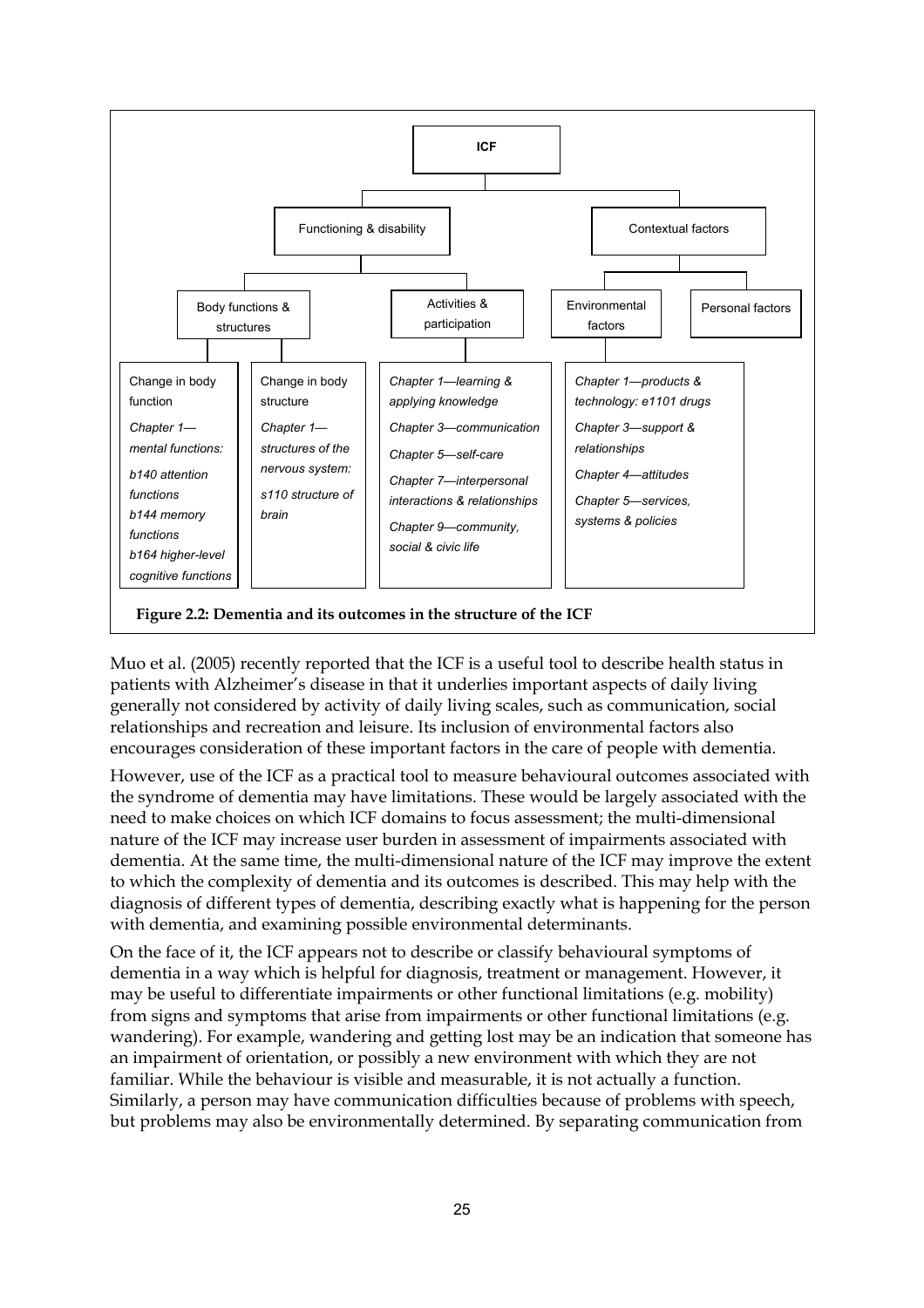ICF

- Functioning & disability
  - Body functions & structures
    - Change in body function
      - *Chapter 1—mental functions:*
      - *b140 attention functions*
      - *b144 memory functions*
      - *b164 higher-level cognitive functions*
    - Change in body structure
      - *Chapter 1—structures of the nervous system:*
      - *s110 structure of brain*
  - Activities & participation
    - *Chapter 1—learning & applying knowledge*
    - *Chapter 3—communication*
    - *Chapter 5—self-care*
    - *Chapter 7—interpersonal interactions & relationships*
    - *Chapter 9—community, social & civic life*
- Contextual factors
  - Environmental factors
    - *Chapter 1—products & technology: e1101 drugs*
    - *Chapter 3—support & relationships*
    - *Chapter 4—attitudes*
    - *Chapter 5—services, systems & policies*
  - Personal factors

**Figure 2.2: Dementia and its outcomes in the structure of the ICF**

Muo et al. (2005) recently reported that the ICF is a useful tool to describe health status in patients with Alzheimer's disease in that it underlies important aspects of daily living generally not considered by activity of daily living scales, such as communication, social relationships and recreation and leisure. Its inclusion of environmental factors also encourages consideration of these important factors in the care of people with dementia.

However, use of the ICF as a practical tool to measure behavioural outcomes associated with the syndrome of dementia may have limitations. These would be largely associated with the need to make choices on which ICF domains to focus assessment; the multi-dimensional nature of the ICF may increase user burden in assessment of impairments associated with dementia. At the same time, the multi-dimensional nature of the ICF may improve the extent to which the complexity of dementia and its outcomes is described. This may help with the diagnosis of different types of dementia, describing exactly what is happening for the person with dementia, and examining possible environmental determinants.

On the face of it, the ICF appears not to describe or classify behavioural symptoms of dementia in a way which is helpful for diagnosis, treatment or management. However, it may be useful to differentiate impairments or other functional limitations (e.g. mobility) from signs and symptoms that arise from impairments or other functional limitations (e.g. wandering). For example, wandering and getting lost may be an indication that someone has an impairment of orientation, or possibly a new environment with which they are not familiar. While the behaviour is visible and measurable, it is not actually a function. Similarly, a person may have communication difficulties because of problems with speech, but problems may also be environmentally determined. By separating communication from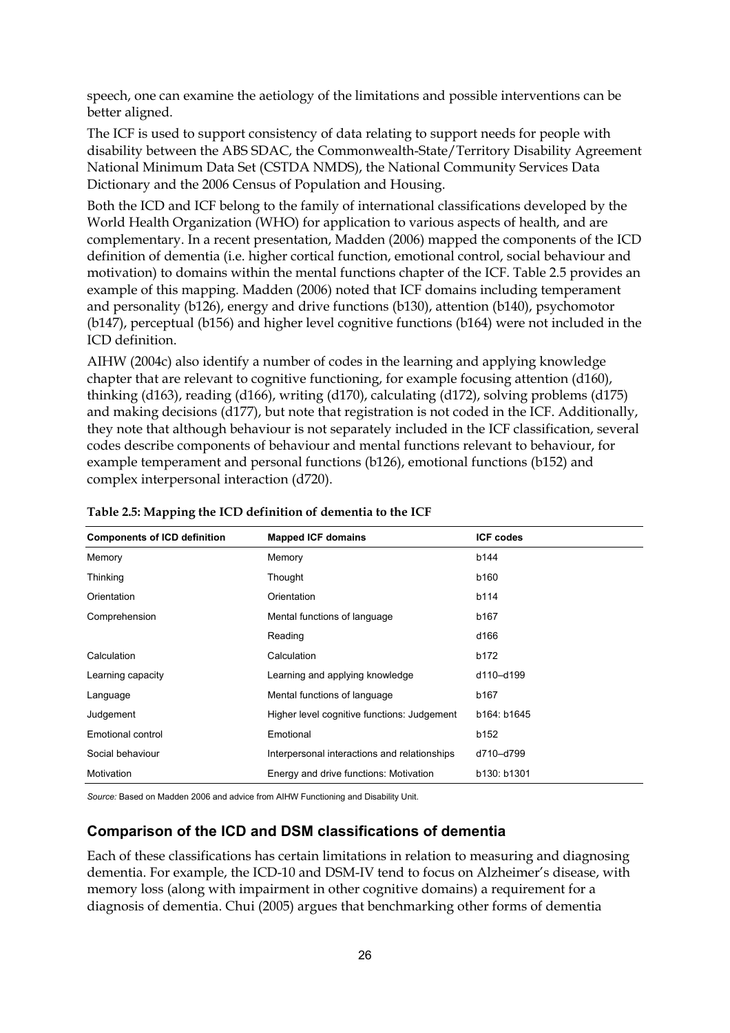speech, one can examine the aetiology of the limitations and possible interventions can be better aligned.

The ICF is used to support consistency of data relating to support needs for people with disability between the ABS SDAC, the Commonwealth-State/Territory Disability Agreement National Minimum Data Set (CSTDA NMDS), the National Community Services Data Dictionary and the 2006 Census of Population and Housing.

Both the ICD and ICF belong to the family of international classifications developed by the World Health Organization (WHO) for application to various aspects of health, and are complementary. In a recent presentation, Madden (2006) mapped the components of the ICD definition of dementia (i.e. higher cortical function, emotional control, social behaviour and motivation) to domains within the mental functions chapter of the ICF. Table 2.5 provides an example of this mapping. Madden (2006) noted that ICF domains including temperament and personality (b126), energy and drive functions (b130), attention (b140), psychomotor (b147), perceptual (b156) and higher level cognitive functions (b164) were not included in the ICD definition.

AIHW (2004c) also identify a number of codes in the learning and applying knowledge chapter that are relevant to cognitive functioning, for example focusing attention (d160), thinking (d163), reading (d166), writing (d170), calculating (d172), solving problems (d175) and making decisions (d177), but note that registration is not coded in the ICF. Additionally, they note that although behaviour is not separately included in the ICF classification, several codes describe components of behaviour and mental functions relevant to behaviour, for example temperament and personal functions (b126), emotional functions (b152) and complex interpersonal interaction (d720).

**Table 2.5: Mapping the ICD definition of dementia to the ICF**

| Components of ICD definition | Mapped ICF domains | ICF codes |
|---|---|---|
| Memory | Memory | b144 |
| Thinking | Thought | b160 |
| Orientation | Orientation | b114 |
| Comprehension | Mental functions of language | b167 |
| | Reading | d166 |
| Calculation | Calculation | b172 |
| Learning capacity | Learning and applying knowledge | d110–d199 |
| Language | Mental functions of language | b167 |
| Judgement | Higher level cognitive functions: Judgement | b164: b1645 |
| Emotional control | Emotional | b152 |
| Social behaviour | Interpersonal interactions and relationships | d710–d799 |
| Motivation | Energy and drive functions: Motivation | b130: b1301 |

*Source:* Based on Madden 2006 and advice from AIHW Functioning and Disability Unit.

## Comparison of the ICD and DSM classifications of dementia

Each of these classifications has certain limitations in relation to measuring and diagnosing dementia. For example, the ICD-10 and DSM-IV tend to focus on Alzheimer's disease, with memory loss (along with impairment in other cognitive domains) a requirement for a diagnosis of dementia. Chui (2005) argues that benchmarking other forms of dementia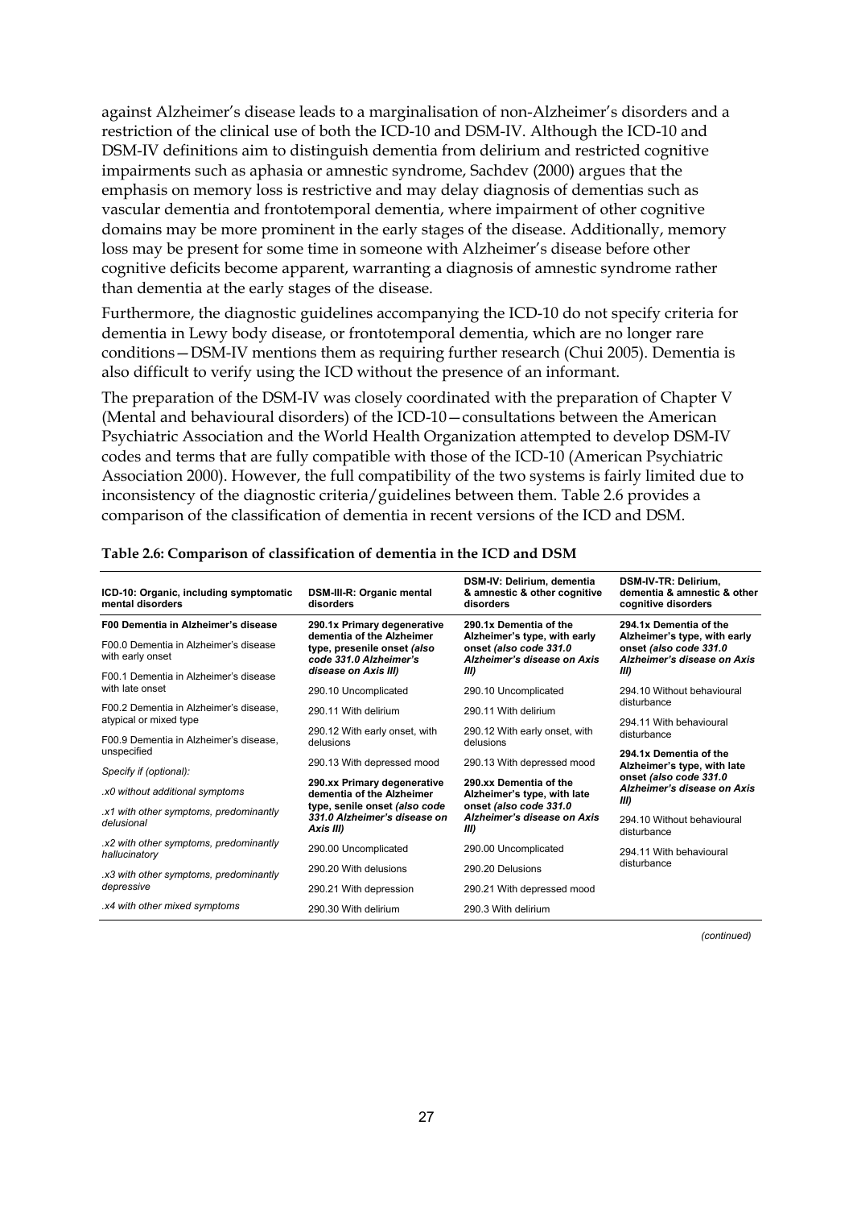against Alzheimer's disease leads to a marginalisation of non-Alzheimer's disorders and a restriction of the clinical use of both the ICD-10 and DSM-IV. Although the ICD-10 and DSM-IV definitions aim to distinguish dementia from delirium and restricted cognitive impairments such as aphasia or amnestic syndrome, Sachdev (2000) argues that the emphasis on memory loss is restrictive and may delay diagnosis of dementias such as vascular dementia and frontotemporal dementia, where impairment of other cognitive domains may be more prominent in the early stages of the disease. Additionally, memory loss may be present for some time in someone with Alzheimer's disease before other cognitive deficits become apparent, warranting a diagnosis of amnestic syndrome rather than dementia at the early stages of the disease.

Furthermore, the diagnostic guidelines accompanying the ICD-10 do not specify criteria for dementia in Lewy body disease, or frontotemporal dementia, which are no longer rare conditions—DSM-IV mentions them as requiring further research (Chui 2005). Dementia is also difficult to verify using the ICD without the presence of an informant.

The preparation of the DSM-IV was closely coordinated with the preparation of Chapter V (Mental and behavioural disorders) of the ICD-10—consultations between the American Psychiatric Association and the World Health Organization attempted to develop DSM-IV codes and terms that are fully compatible with those of the ICD-10 (American Psychiatric Association 2000). However, the full compatibility of the two systems is fairly limited due to inconsistency of the diagnostic criteria/guidelines between them. Table 2.6 provides a comparison of the classification of dementia in recent versions of the ICD and DSM.

**Table 2.6: Comparison of classification of dementia in the ICD and DSM**

| ICD-10: Organic, including symptomatic mental disorders | DSM-III-R: Organic mental disorders | DSM-IV: Delirium, dementia & amnestic & other cognitive disorders | DSM-IV-TR: Delirium, dementia & amnestic & other cognitive disorders |
|---|---|---|---|
| **F00 Dementia in Alzheimer's disease** | **290.1x Primary degenerative dementia of the Alzheimer type, presenile onset *(also code 331.0 Alzheimer's disease on Axis III)*** | **290.1x Dementia of the Alzheimer's type, with early onset *(also code 331.0 Alzheimer's disease on Axis III)*** | **294.1x Dementia of the Alzheimer's type, with early onset *(also code 331.0 Alzheimer's disease on Axis III)*** |
| F00.0 Dementia in Alzheimer's disease with early onset | 290.10 Uncomplicated | 290.10 Uncomplicated | 294.10 Without behavioural disturbance |
| F00.1 Dementia in Alzheimer's disease with late onset | 290.11 With delirium | 290.11 With delirium | 294.11 With behavioural disturbance |
| F00.2 Dementia in Alzheimer's disease, atypical or mixed type | 290.12 With early onset, with delusions | 290.12 With early onset, with delusions | **294.1x Dementia of the Alzheimer's type, with late onset *(also code 331.0 Alzheimer's disease on Axis III)*** |
| F00.9 Dementia in Alzheimer's disease, unspecified | 290.13 With depressed mood | 290.13 With depressed mood | 294.10 Without behavioural disturbance |
| *Specify if (optional):* | **290.xx Primary degenerative dementia of the Alzheimer type, senile onset *(also code 331.0 Alzheimer's disease on Axis III)*** | **290.xx Dementia of the Alzheimer's type, with late onset *(also code 331.0 Alzheimer's disease on Axis III)*** | 294.11 With behavioural disturbance |
| *.x0 without additional symptoms* | 290.00 Uncomplicated | 290.00 Uncomplicated | |
| *.x1 with other symptoms, predominantly delusional* | 290.20 With delusions | 290.20 Delusions | |
| *.x2 with other symptoms, predominantly hallucinatory* | 290.21 With depression | 290.21 With depressed mood | |
| *.x3 with other symptoms, predominantly depressive* | 290.30 With delirium | 290.3 With delirium | |
| *.x4 with other mixed symptoms* | | | |

*(continued)*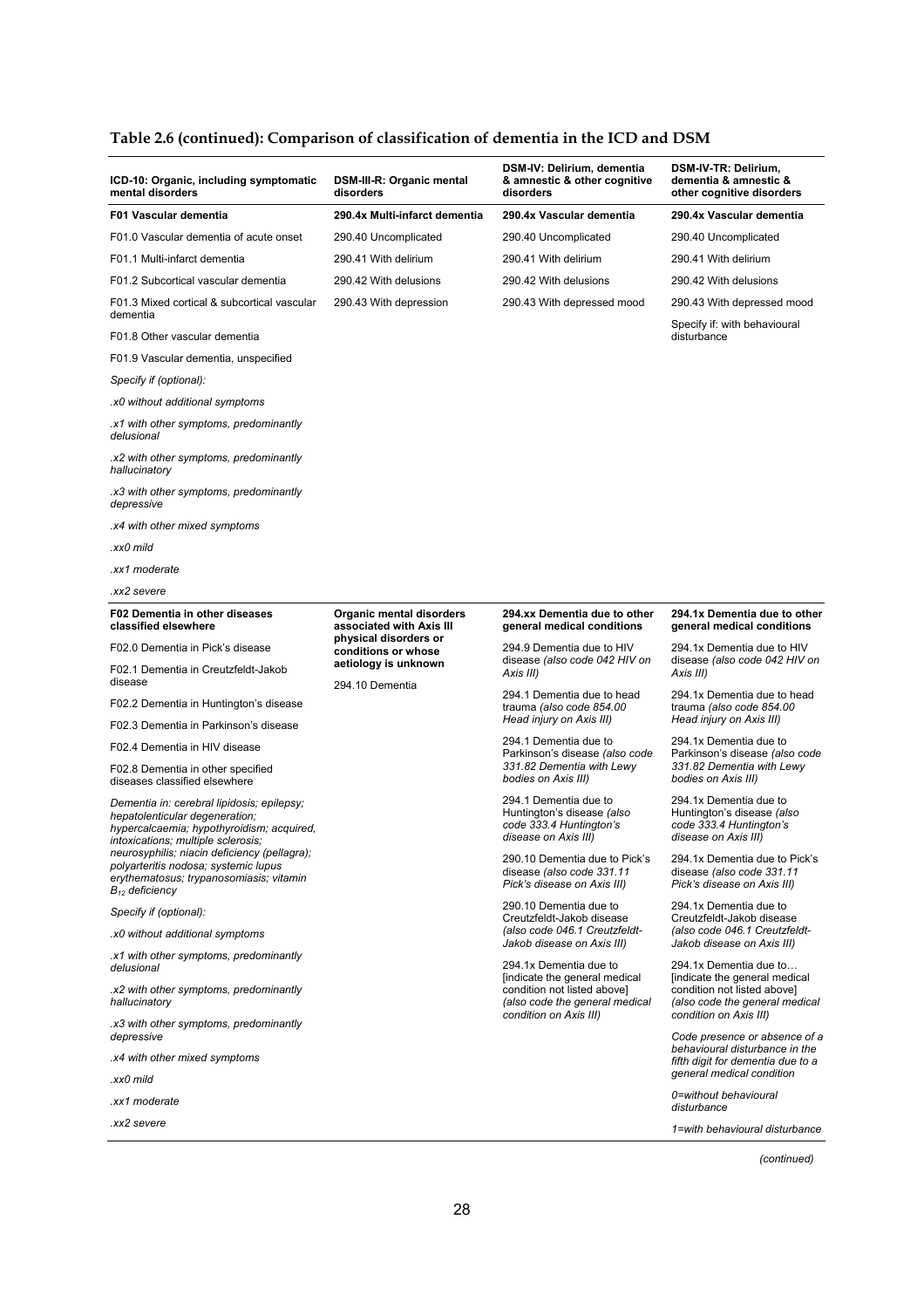## Table 2.6 (continued): Comparison of classification of dementia in the ICD and DSM

| ICD-10: Organic, including symptomatic mental disorders | DSM-III-R: Organic mental disorders | DSM-IV: Delirium, dementia & amnestic & other cognitive disorders | DSM-IV-TR: Delirium, dementia & amnestic & other cognitive disorders |
|---|---|---|---|
| **F01 Vascular dementia** | **290.4x Multi-infarct dementia** | **290.4x Vascular dementia** | **290.4x Vascular dementia** |
| F01.0 Vascular dementia of acute onset | 290.40 Uncomplicated | 290.40 Uncomplicated | 290.40 Uncomplicated |
| F01.1 Multi-infarct dementia | 290.41 With delirium | 290.41 With delirium | 290.41 With delirium |
| F01.2 Subcortical vascular dementia | 290.42 With delusions | 290.42 With delusions | 290.42 With delusions |
| F01.3 Mixed cortical & subcortical vascular dementia | 290.43 With depression | 290.43 With depressed mood | 290.43 With depressed mood |
| F01.8 Other vascular dementia | | | Specify if: with behavioural disturbance |
| F01.9 Vascular dementia, unspecified | | | |
| *Specify if (optional):* | | | |
| *.x0 without additional symptoms* | | | |
| *.x1 with other symptoms, predominantly delusional* | | | |
| *.x2 with other symptoms, predominantly hallucinatory* | | | |
| *.x3 with other symptoms, predominantly depressive* | | | |
| *.x4 with other mixed symptoms* | | | |
| *.xx0 mild* | | | |
| *.xx1 moderate* | | | |
| *.xx2 severe* | | | |
| **F02 Dementia in other diseases classified elsewhere** | **Organic mental disorders associated with Axis III physical disorders or conditions or whose aetiology is unknown** | **294.xx Dementia due to other general medical conditions** | **294.1x Dementia due to other general medical conditions** |
| F02.0 Dementia in Pick's disease | 294.10 Dementia | 294.9 Dementia due to HIV disease *(also code 042 HIV on Axis III)* | 294.1x Dementia due to HIV disease *(also code 042 HIV on Axis III)* |
| F02.1 Dementia in Creutzfeldt-Jakob disease | | 294.1 Dementia due to head trauma *(also code 854.00 Head injury on Axis III)* | 294.1x Dementia due to head trauma *(also code 854.00 Head injury on Axis III)* |
| F02.2 Dementia in Huntington's disease | | 294.1 Dementia due to Parkinson's disease *(also code 331.82 Dementia with Lewy bodies on Axis III)* | 294.1x Dementia due to Parkinson's disease *(also code 331.82 Dementia with Lewy bodies on Axis III)* |
| F02.3 Dementia in Parkinson's disease | | 294.1 Dementia due to Huntington's disease *(also code 333.4 Huntington's disease on Axis III)* | 294.1x Dementia due to Huntington's disease *(also code 333.4 Huntington's disease on Axis III)* |
| F02.4 Dementia in HIV disease | | 290.10 Dementia due to Pick's disease *(also code 331.11 Pick's disease on Axis III)* | 294.1x Dementia due to Pick's disease *(also code 331.11 Pick's disease on Axis III)* |
| F02.8 Dementia in other specified diseases classified elsewhere | | 290.10 Dementia due to Creutzfeldt-Jakob disease *(also code 046.1 Creutzfeldt-Jakob disease on Axis III)* | 294.1x Dementia due to Creutzfeldt-Jakob disease *(also code 046.1 Creutzfeldt-Jakob disease on Axis III)* |
| *Dementia in: cerebral lipidosis; epilepsy; hepatolenticular degeneration; hypercalcaemia; hypothyroidism; acquired, intoxications; multiple sclerosis; neurosyphilis; niacin deficiency (pellagra); polyarteritis nodosa; systemic lupus erythematosus; trypanosomiasis; vitamin $B_{12}$ deficiency* | | 294.1x Dementia due to [indicate the general medical condition not listed above] *(also code the general medical condition on Axis III)* | 294.1x Dementia due to… [indicate the general medical condition not listed above] *(also code the general medical condition on Axis III)* |
| *Specify if (optional):* | | | *Code presence or absence of a behavioural disturbance in the fifth digit for dementia due to a general medical condition* |
| *.x0 without additional symptoms* | | | *0=without behavioural disturbance* |
| *.x1 with other symptoms, predominantly delusional* | | | *1=with behavioural disturbance* |
| *.x2 with other symptoms, predominantly hallucinatory* | | | |
| *.x3 with other symptoms, predominantly depressive* | | | |
| *.x4 with other mixed symptoms* | | | |
| *.xx0 mild* | | | |
| *.xx1 moderate* | | | |
| *.xx2 severe* | | | |

*(continued)*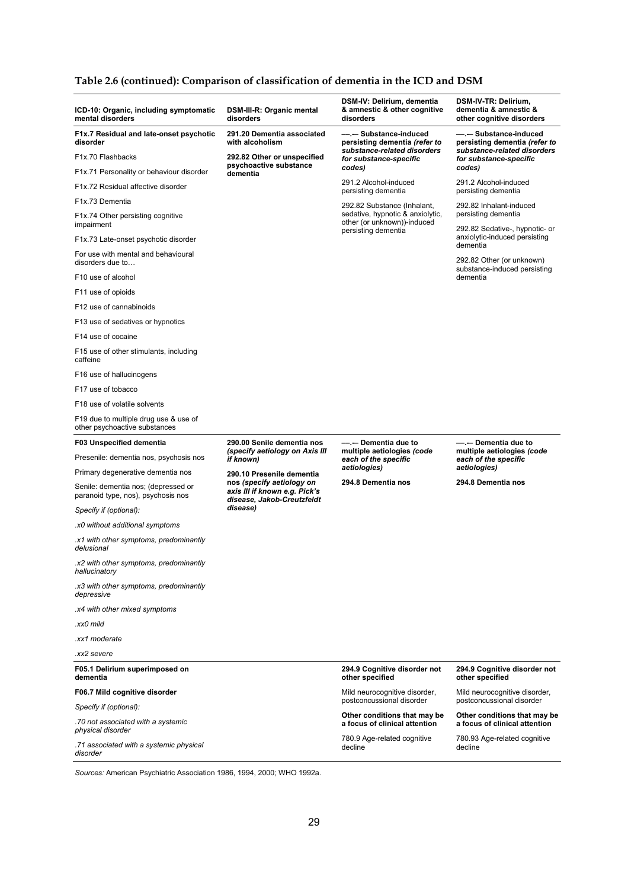## Table 2.6 (continued): Comparison of classification of dementia in the ICD and DSM

| ICD-10: Organic, including symptomatic mental disorders | DSM-III-R: Organic mental disorders | DSM-IV: Delirium, dementia & amnestic & other cognitive disorders | DSM-IV-TR: Delirium, dementia & amnestic & other cognitive disorders |
|---|---|---|---|
| **F1x.7 Residual and late-onset psychotic disorder**<br>F1x.70 Flashbacks<br>F1x.71 Personality or behaviour disorder<br>F1x.72 Residual affective disorder<br>F1x.73 Dementia<br>F1x.74 Other persisting cognitive impairment<br>F1x.73 Late-onset psychotic disorder<br>For use with mental and behavioural disorders due to…<br>F10 use of alcohol<br>F11 use of opioids<br>F12 use of cannabinoids<br>F13 use of sedatives or hypnotics<br>F14 use of cocaine<br>F15 use of other stimulants, including caffeine<br>F16 use of hallucinogens<br>F17 use of tobacco<br>F18 use of volatile solvents<br>F19 due to multiple drug use & use of other psychoactive substances | **291.20 Dementia associated with alcoholism**<br>**292.82 Other or unspecified psychoactive substance dementia** | **—.— Substance-induced persisting dementia *(refer to substance-related disorders for substance-specific codes)***<br>291.2 Alcohol-induced persisting dementia<br>292.82 Substance (Inhalant, sedative, hypnotic & anxiolytic, other (or unknown))-induced persisting dementia | **—.— Substance-induced persisting dementia *(refer to substance-related disorders for substance-specific codes)***<br>291.2 Alcohol-induced persisting dementia<br>292.82 Inhalant-induced persisting dementia<br>292.82 Sedative-, hypnotic- or anxiolytic-induced persisting dementia<br>292.82 Other (or unknown) substance-induced persisting dementia |
| **F03 Unspecified dementia**<br>Presenile: dementia nos, psychosis nos<br>Primary degenerative dementia nos<br>Senile: dementia nos; (depressed or paranoid type, nos), psychosis nos<br>*Specify if (optional):*<br>*.x0 without additional symptoms*<br>*.x1 with other symptoms, predominantly delusional*<br>*.x2 with other symptoms, predominantly hallucinatory*<br>*.x3 with other symptoms, predominantly depressive*<br>*.x4 with other mixed symptoms*<br>*.xx0 mild*<br>*.xx1 moderate*<br>*.xx2 severe* | **290.00 Senile dementia nos *(specify aetiology on Axis III if known)***<br>**290.10 Presenile dementia nos *(specify aetiology on axis III if known e.g. Pick's disease, Jakob-Creutzfeldt disease)*** | **—.— Dementia due to multiple aetiologies *(code each of the specific aetiologies)***<br>**294.8 Dementia nos** | **—.— Dementia due to multiple aetiologies *(code each of the specific aetiologies)***<br>**294.8 Dementia nos** |
| **F05.1 Delirium superimposed on dementia**<br>**F06.7 Mild cognitive disorder**<br>*Specify if (optional):*<br>*.70 not associated with a systemic physical disorder*<br>*.71 associated with a systemic physical disorder* | | **294.9 Cognitive disorder not other specified**<br>Mild neurocognitive disorder, postconcussional disorder<br>**Other conditions that may be a focus of clinical attention**<br>780.9 Age-related cognitive decline | **294.9 Cognitive disorder not other specified**<br>Mild neurocognitive disorder, postconcussional disorder<br>**Other conditions that may be a focus of clinical attention**<br>780.93 Age-related cognitive decline |

*Sources:* American Psychiatric Association 1986, 1994, 2000; WHO 1992a.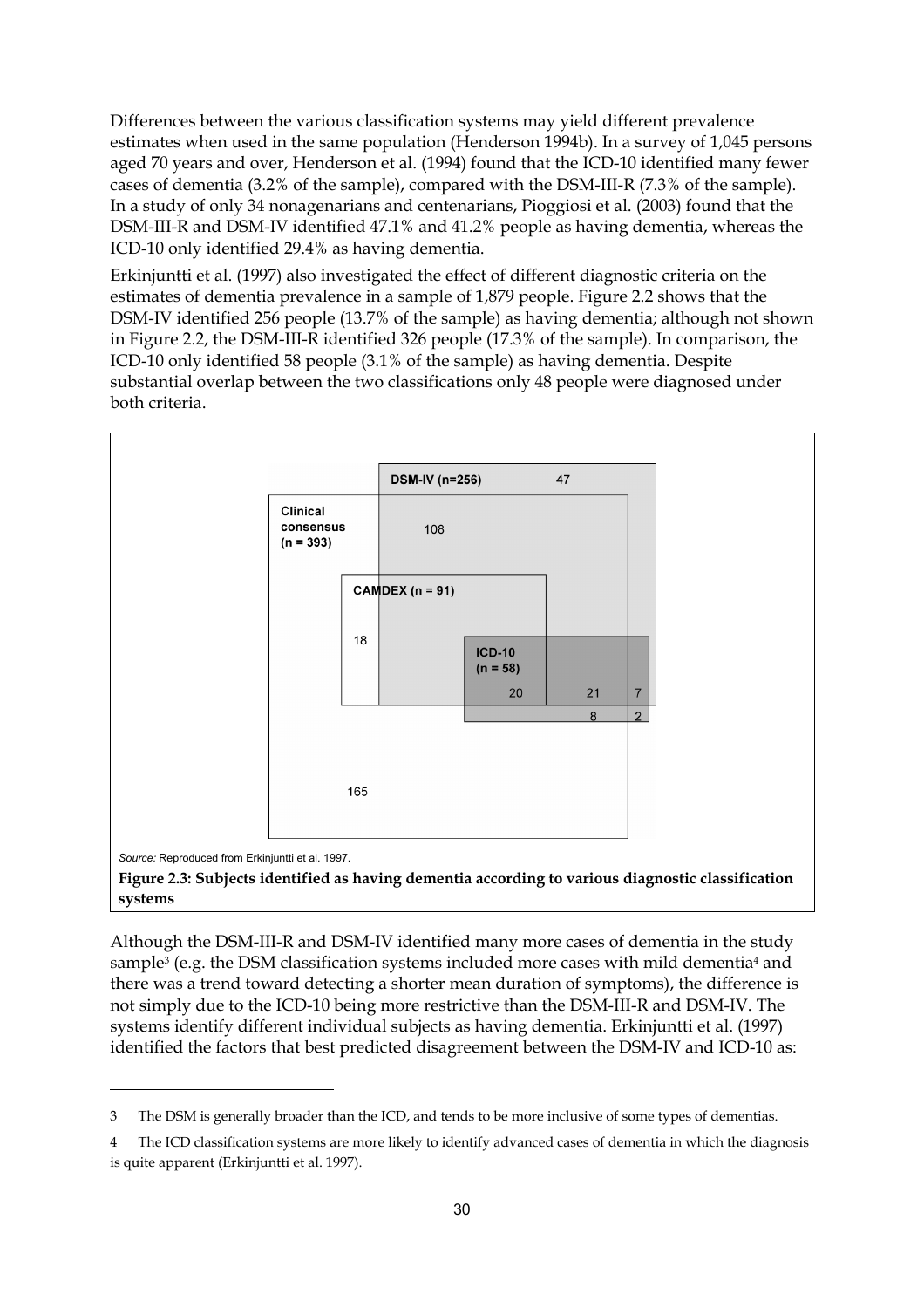Differences between the various classification systems may yield different prevalence estimates when used in the same population (Henderson 1994b). In a survey of 1,045 persons aged 70 years and over, Henderson et al. (1994) found that the ICD-10 identified many fewer cases of dementia (3.2% of the sample), compared with the DSM-III-R (7.3% of the sample). In a study of only 34 nonagenarians and centenarians, Pioggiosi et al. (2003) found that the DSM-III-R and DSM-IV identified 47.1% and 41.2% people as having dementia, whereas the ICD-10 only identified 29.4% as having dementia.

Erkinjuntti et al. (1997) also investigated the effect of different diagnostic criteria on the estimates of dementia prevalence in a sample of 1,879 people. Figure 2.2 shows that the DSM-IV identified 256 people (13.7% of the sample) as having dementia; although not shown in Figure 2.2, the DSM-III-R identified 326 people (17.3% of the sample). In comparison, the ICD-10 only identified 58 people (3.1% of the sample) as having dementia. Despite substantial overlap between the two classifications only 48 people were diagnosed under both criteria.

*Source:* Reproduced from Erkinjuntti et al. 1997.

**Figure 2.3: Subjects identified as having dementia according to various diagnostic classification systems**

Although the DSM-III-R and DSM-IV identified many more cases of dementia in the study sample[3] (e.g. the DSM classification systems included more cases with mild dementia[4] and there was a trend toward detecting a shorter mean duration of symptoms), the difference is not simply due to the ICD-10 being more restrictive than the DSM-III-R and DSM-IV. The systems identify different individual subjects as having dementia. Erkinjuntti et al. (1997) identified the factors that best predicted disagreement between the DSM-IV and ICD-10 as:

---

3 The DSM is generally broader than the ICD, and tends to be more inclusive of some types of dementias.

4 The ICD classification systems are more likely to identify advanced cases of dementia in which the diagnosis is quite apparent (Erkinjuntti et al. 1997).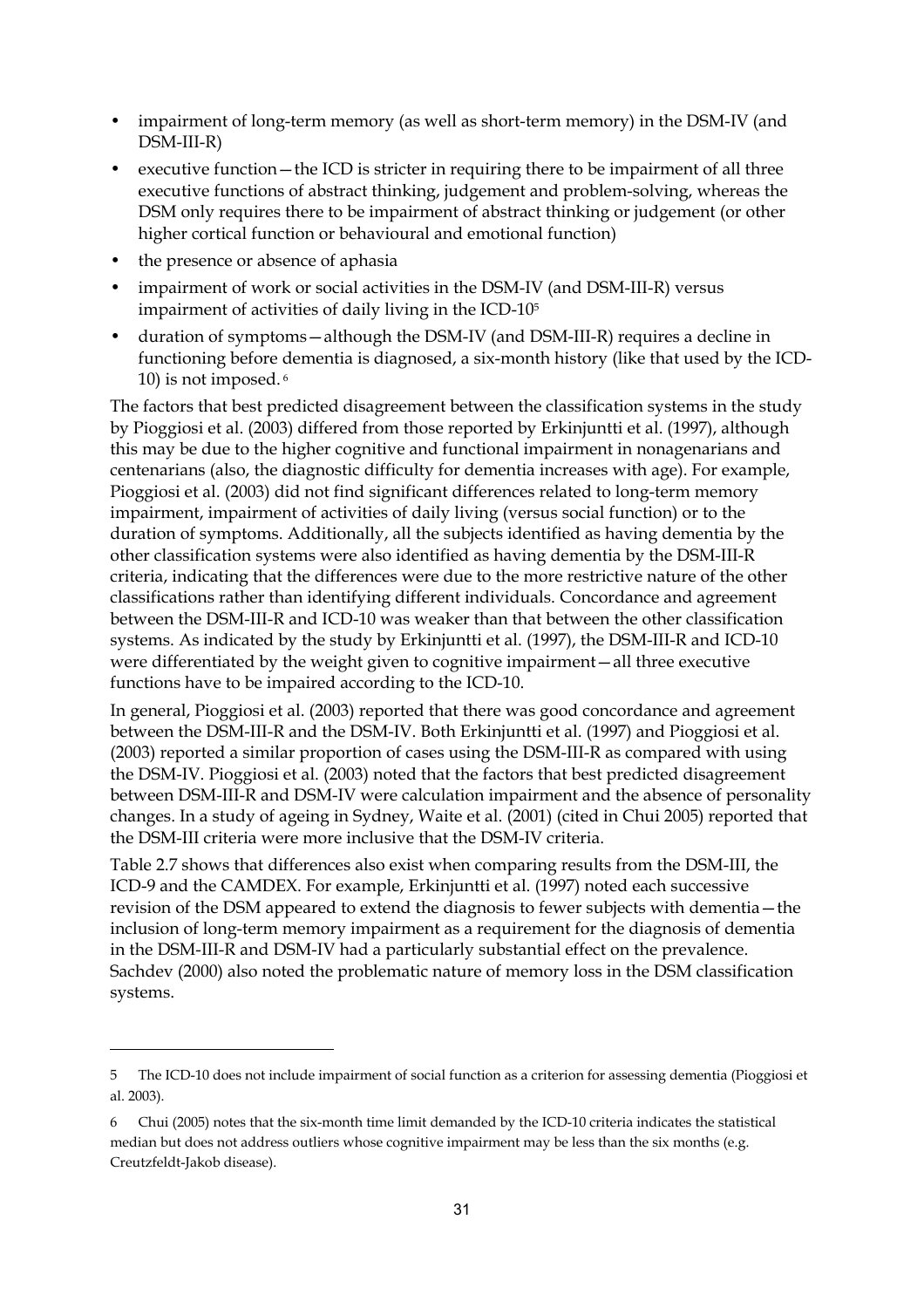- impairment of long-term memory (as well as short-term memory) in the DSM-IV (and DSM-III-R)
- executive function—the ICD is stricter in requiring there to be impairment of all three executive functions of abstract thinking, judgement and problem-solving, whereas the DSM only requires there to be impairment of abstract thinking or judgement (or other higher cortical function or behavioural and emotional function)
- the presence or absence of aphasia
- impairment of work or social activities in the DSM-IV (and DSM-III-R) versus impairment of activities of daily living in the ICD-10[5]
- duration of symptoms—although the DSM-IV (and DSM-III-R) requires a decline in functioning before dementia is diagnosed, a six-month history (like that used by the ICD-10) is not imposed.[6]

The factors that best predicted disagreement between the classification systems in the study by Pioggiosi et al. (2003) differed from those reported by Erkinjuntti et al. (1997), although this may be due to the higher cognitive and functional impairment in nonagenarians and centenarians (also, the diagnostic difficulty for dementia increases with age). For example, Pioggiosi et al. (2003) did not find significant differences related to long-term memory impairment, impairment of activities of daily living (versus social function) or to the duration of symptoms. Additionally, all the subjects identified as having dementia by the other classification systems were also identified as having dementia by the DSM-III-R criteria, indicating that the differences were due to the more restrictive nature of the other classifications rather than identifying different individuals. Concordance and agreement between the DSM-III-R and ICD-10 was weaker than that between the other classification systems. As indicated by the study by Erkinjuntti et al. (1997), the DSM-III-R and ICD-10 were differentiated by the weight given to cognitive impairment—all three executive functions have to be impaired according to the ICD-10.

In general, Pioggiosi et al. (2003) reported that there was good concordance and agreement between the DSM-III-R and the DSM-IV. Both Erkinjuntti et al. (1997) and Pioggiosi et al. (2003) reported a similar proportion of cases using the DSM-III-R as compared with using the DSM-IV. Pioggiosi et al. (2003) noted that the factors that best predicted disagreement between DSM-III-R and DSM-IV were calculation impairment and the absence of personality changes. In a study of ageing in Sydney, Waite et al. (2001) (cited in Chui 2005) reported that the DSM-III criteria were more inclusive that the DSM-IV criteria.

Table 2.7 shows that differences also exist when comparing results from the DSM-III, the ICD-9 and the CAMDEX. For example, Erkinjuntti et al. (1997) noted each successive revision of the DSM appeared to extend the diagnosis to fewer subjects with dementia—the inclusion of long-term memory impairment as a requirement for the diagnosis of dementia in the DSM-III-R and DSM-IV had a particularly substantial effect on the prevalence. Sachdev (2000) also noted the problematic nature of memory loss in the DSM classification systems.

---

5 The ICD-10 does not include impairment of social function as a criterion for assessing dementia (Pioggiosi et al. 2003).

6 Chui (2005) notes that the six-month time limit demanded by the ICD-10 criteria indicates the statistical median but does not address outliers whose cognitive impairment may be less than the six months (e.g. Creutzfeldt-Jakob disease).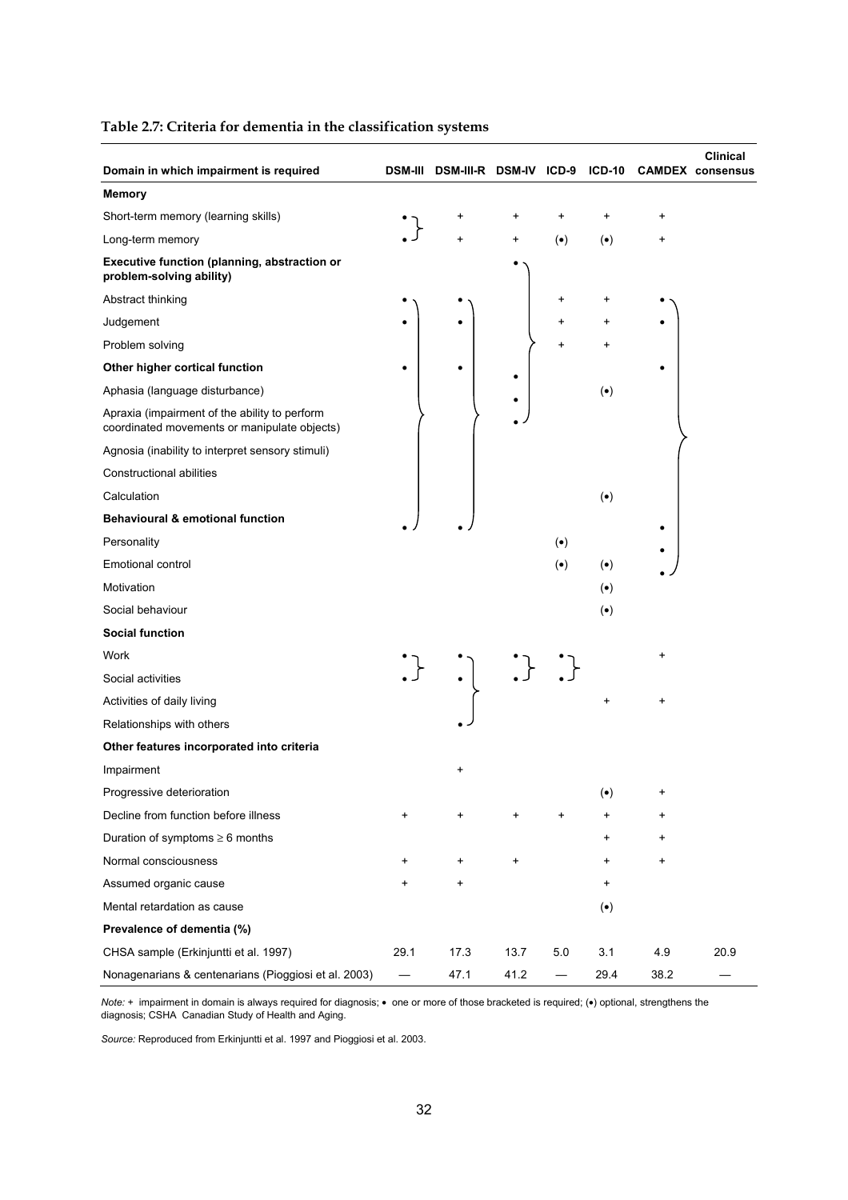**Table 2.7: Criteria for dementia in the classification systems**

| Domain in which impairment is required | DSM-III | DSM-III-R | DSM-IV | ICD-9 | ICD-10 | CAMDEX | Clinical consensus |
|---|---|---|---|---|---|---|---|
| **Memory** | | | | | | | |
| Short-term memory (learning skills) | • | + | + | + | + | + | |
| Long-term memory | • | + | + | (•) | (•) | + | |
| **Executive function (planning, abstraction or problem-solving ability)** | | | • | | | | |
| Abstract thinking | • | • | | + | + | • | |
| Judgement | • | • | | + | + | • | |
| Problem solving | | | | + | + | | |
| **Other higher cortical function** | • | • | • | | | • | |
| Aphasia (language disturbance) | | | • | | (•) | | |
| Apraxia (impairment of the ability to perform coordinated movements or manipulate objects) | | | • | | | | |
| Agnosia (inability to interpret sensory stimuli) | | | | | | | |
| Constructional abilities | | | | | | | |
| Calculation | | | | | (•) | | |
| **Behavioural & emotional function** | • | • | | | | • | |
| Personality | | | | (•) | | • | |
| Emotional control | | | | (•) | (•) | • | |
| Motivation | | | | | (•) | | |
| Social behaviour | | | | | (•) | | |
| **Social function** | | | | | | | |
| Work | • | • | • | • | | + | |
| Social activities | • | • | • | • | | | |
| Activities of daily living | | | | | + | + | |
| Relationships with others | | • | | | | | |
| **Other features incorporated into criteria** | | | | | | | |
| Impairment | | + | | | | | |
| Progressive deterioration | | | | | (•) | + | |
| Decline from function before illness | + | + | + | + | + | + | |
| Duration of symptoms ≥ 6 months | | | | | + | + | |
| Normal consciousness | + | + | + | | + | + | |
| Assumed organic cause | + | + | | | + | | |
| Mental retardation as cause | | | | | (•) | | |
| **Prevalence of dementia (%)** | | | | | | | |
| CHSA sample (Erkinjuntti et al. 1997) | 29.1 | 17.3 | 13.7 | 5.0 | 3.1 | 4.9 | 20.9 |
| Nonagenarians & centenarians (Pioggiosi et al. 2003) | — | 47.1 | 41.2 | — | 29.4 | 38.2 | — |

*Note:* + impairment in domain is always required for diagnosis; • one or more of those bracketed is required; (•) optional, strengthens the diagnosis; CSHA Canadian Study of Health and Aging.

*Source:* Reproduced from Erkinjuntti et al. 1997 and Pioggiosi et al. 2003.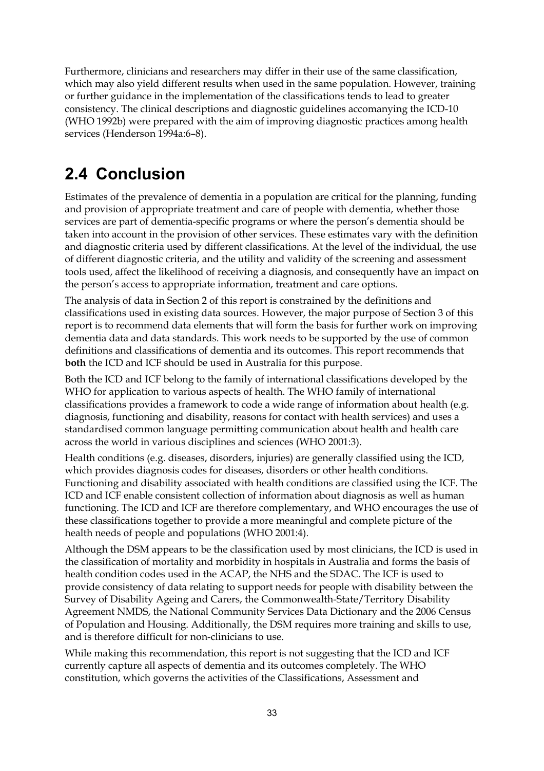Furthermore, clinicians and researchers may differ in their use of the same classification, which may also yield different results when used in the same population. However, training or further guidance in the implementation of the classifications tends to lead to greater consistency. The clinical descriptions and diagnostic guidelines accomanying the ICD-10 (WHO 1992b) were prepared with the aim of improving diagnostic practices among health services (Henderson 1994a:6–8).

## 2.4 Conclusion

Estimates of the prevalence of dementia in a population are critical for the planning, funding and provision of appropriate treatment and care of people with dementia, whether those services are part of dementia-specific programs or where the person's dementia should be taken into account in the provision of other services. These estimates vary with the definition and diagnostic criteria used by different classifications. At the level of the individual, the use of different diagnostic criteria, and the utility and validity of the screening and assessment tools used, affect the likelihood of receiving a diagnosis, and consequently have an impact on the person's access to appropriate information, treatment and care options.

The analysis of data in Section 2 of this report is constrained by the definitions and classifications used in existing data sources. However, the major purpose of Section 3 of this report is to recommend data elements that will form the basis for further work on improving dementia data and data standards. This work needs to be supported by the use of common definitions and classifications of dementia and its outcomes. This report recommends that **both** the ICD and ICF should be used in Australia for this purpose.

Both the ICD and ICF belong to the family of international classifications developed by the WHO for application to various aspects of health. The WHO family of international classifications provides a framework to code a wide range of information about health (e.g. diagnosis, functioning and disability, reasons for contact with health services) and uses a standardised common language permitting communication about health and health care across the world in various disciplines and sciences (WHO 2001:3).

Health conditions (e.g. diseases, disorders, injuries) are generally classified using the ICD, which provides diagnosis codes for diseases, disorders or other health conditions. Functioning and disability associated with health conditions are classified using the ICF. The ICD and ICF enable consistent collection of information about diagnosis as well as human functioning. The ICD and ICF are therefore complementary, and WHO encourages the use of these classifications together to provide a more meaningful and complete picture of the health needs of people and populations (WHO 2001:4).

Although the DSM appears to be the classification used by most clinicians, the ICD is used in the classification of mortality and morbidity in hospitals in Australia and forms the basis of health condition codes used in the ACAP, the NHS and the SDAC. The ICF is used to provide consistency of data relating to support needs for people with disability between the Survey of Disability Ageing and Carers, the Commonwealth-State/Territory Disability Agreement NMDS, the National Community Services Data Dictionary and the 2006 Census of Population and Housing. Additionally, the DSM requires more training and skills to use, and is therefore difficult for non-clinicians to use.

While making this recommendation, this report is not suggesting that the ICD and ICF currently capture all aspects of dementia and its outcomes completely. The WHO constitution, which governs the activities of the Classifications, Assessment and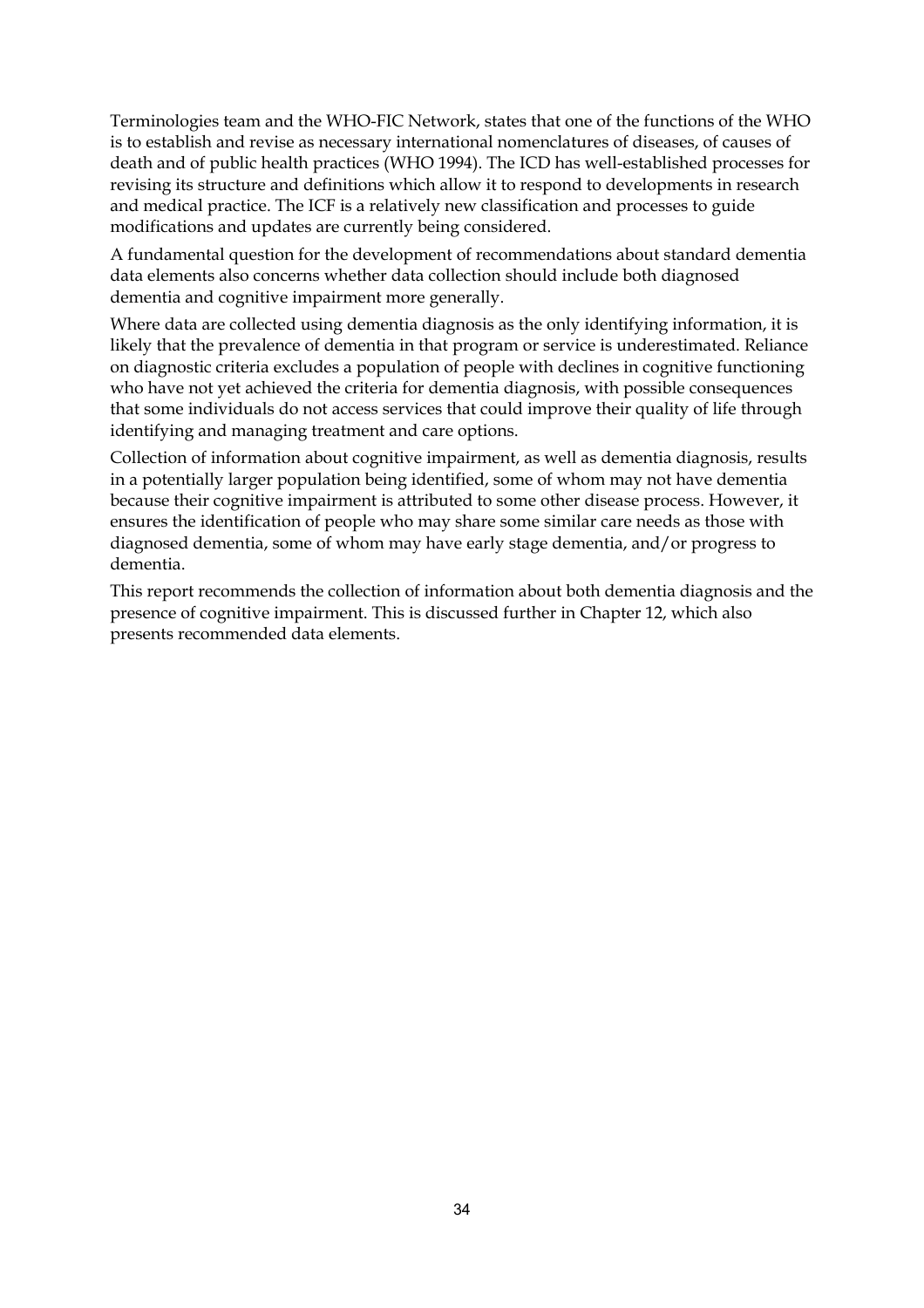Terminologies team and the WHO-FIC Network, states that one of the functions of the WHO is to establish and revise as necessary international nomenclatures of diseases, of causes of death and of public health practices (WHO 1994). The ICD has well-established processes for revising its structure and definitions which allow it to respond to developments in research and medical practice. The ICF is a relatively new classification and processes to guide modifications and updates are currently being considered.

A fundamental question for the development of recommendations about standard dementia data elements also concerns whether data collection should include both diagnosed dementia and cognitive impairment more generally.

Where data are collected using dementia diagnosis as the only identifying information, it is likely that the prevalence of dementia in that program or service is underestimated. Reliance on diagnostic criteria excludes a population of people with declines in cognitive functioning who have not yet achieved the criteria for dementia diagnosis, with possible consequences that some individuals do not access services that could improve their quality of life through identifying and managing treatment and care options.

Collection of information about cognitive impairment, as well as dementia diagnosis, results in a potentially larger population being identified, some of whom may not have dementia because their cognitive impairment is attributed to some other disease process. However, it ensures the identification of people who may share some similar care needs as those with diagnosed dementia, some of whom may have early stage dementia, and/or progress to dementia.

This report recommends the collection of information about both dementia diagnosis and the presence of cognitive impairment. This is discussed further in Chapter 12, which also presents recommended data elements.